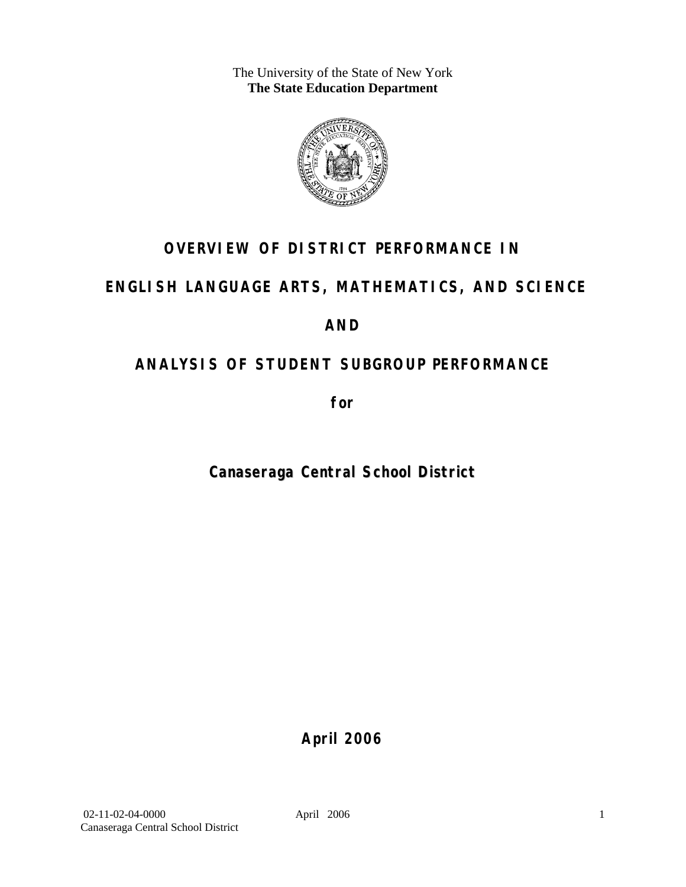The University of the State of New York
**The State Education Department**

# OVERVIEW OF DISTRICT PERFORMANCE IN

# ENGLISH LANGUAGE ARTS, MATHEMATICS, AND SCIENCE

# AND

# ANALYSIS OF STUDENT SUBGROUP PERFORMANCE

**for**

## Canaseraga Central School District

**April 2006**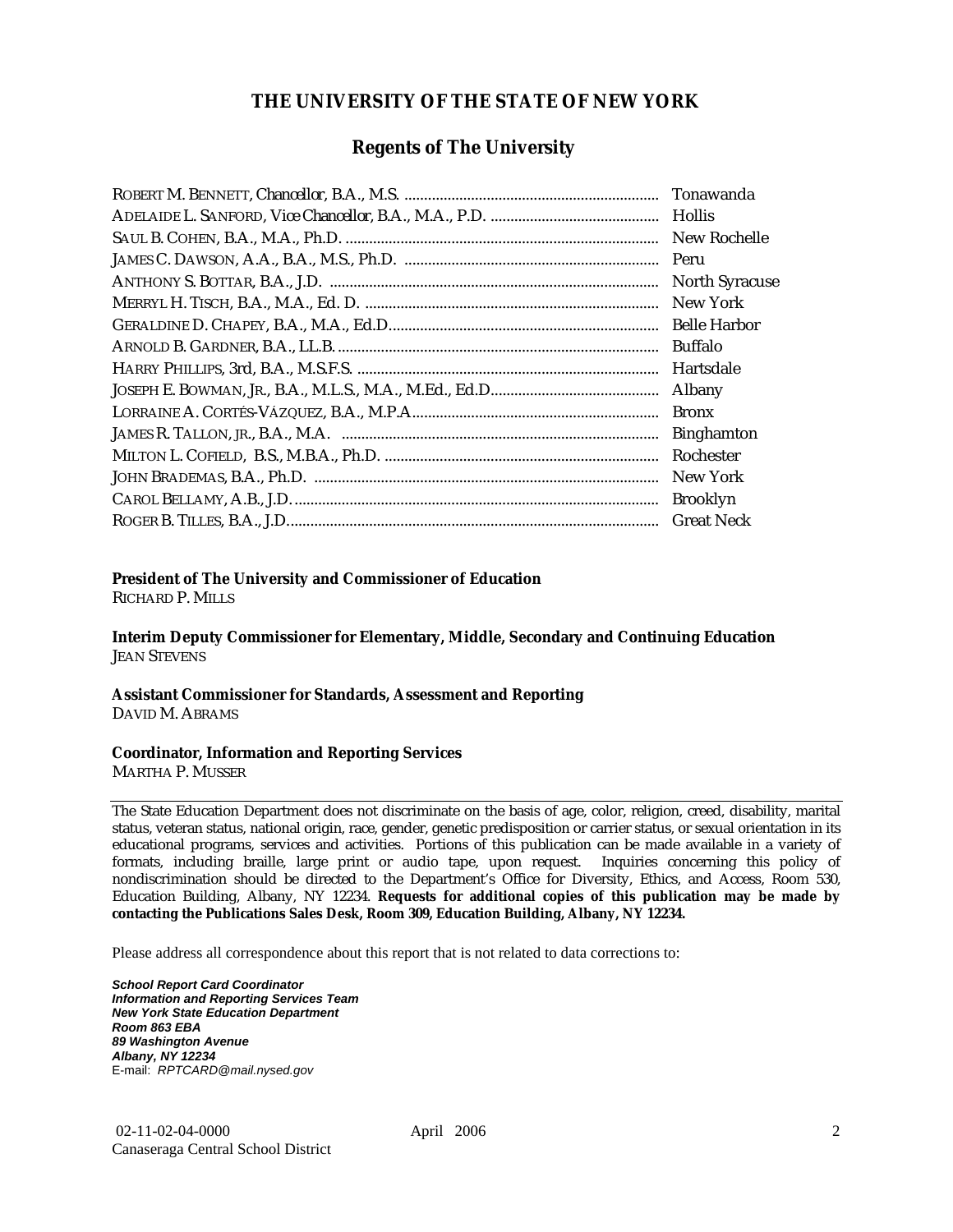# THE UNIVERSITY OF THE STATE OF NEW YORK

## Regents of The University

ROBERT M. BENNETT, Chancellor, B.A., M.S. ........ Tonawanda
ADELAIDE L. SANFORD, Vice Chancellor, B.A., M.A., P.D. ........ Hollis
SAUL B. COHEN, B.A., M.A., Ph.D. ........ New Rochelle
JAMES C. DAWSON, A.A., B.A., M.S., Ph.D. ........ Peru
ANTHONY S. BOTTAR, B.A., J.D. ........ North Syracuse
MERRYL H. TISCH, B.A., M.A., Ed. D. ........ New York
GERALDINE D. CHAPEY, B.A., M.A., Ed.D. ........ Belle Harbor
ARNOLD B. GARDNER, B.A., LL.B. ........ Buffalo
HARRY PHILLIPS, 3rd, B.A., M.S.F.S. ........ Hartsdale
JOSEPH E. BOWMAN, JR., B.A., M.L.S., M.A., M.Ed., Ed.D. ........ Albany
LORRAINE A. CORTÉS-VÁZQUEZ, B.A., M.P.A. ........ Bronx
JAMES R. TALLON, JR., B.A., M.A. ........ Binghamton
MILTON L. COFIELD, B.S., M.B.A., Ph.D. ........ Rochester
JOHN BRADEMAS, B.A., Ph.D. ........ New York
CAROL BELLAMY, A.B., J.D. ........ Brooklyn
ROGER B. TILLES, B.A., J.D. ........ Great Neck

**President of The University and Commissioner of Education**
RICHARD P. MILLS

**Interim Deputy Commissioner for Elementary, Middle, Secondary and Continuing Education**
JEAN STEVENS

**Assistant Commissioner for Standards, Assessment and Reporting**
DAVID M. ABRAMS

**Coordinator, Information and Reporting Services**
MARTHA P. MUSSER

---

The State Education Department does not discriminate on the basis of age, color, religion, creed, disability, marital status, veteran status, national origin, race, gender, genetic predisposition or carrier status, or sexual orientation in its educational programs, services and activities. Portions of this publication can be made available in a variety of formats, including braille, large print or audio tape, upon request. Inquiries concerning this policy of nondiscrimination should be directed to the Department's Office for Diversity, Ethics, and Access, Room 530, Education Building, Albany, NY 12234. **Requests for additional copies of this publication may be made by contacting the Publications Sales Desk, Room 309, Education Building, Albany, NY 12234.**

Please address all correspondence about this report that is not related to data corrections to:

***School Report Card Coordinator***
***Information and Reporting Services Team***
***New York State Education Department***
***Room 863 EBA***
***89 Washington Avenue***
***Albany, NY 12234***
E-mail: *RPTCARD@mail.nysed.gov*

02-11-02-04-0000 April 2006
Canaseraga Central School District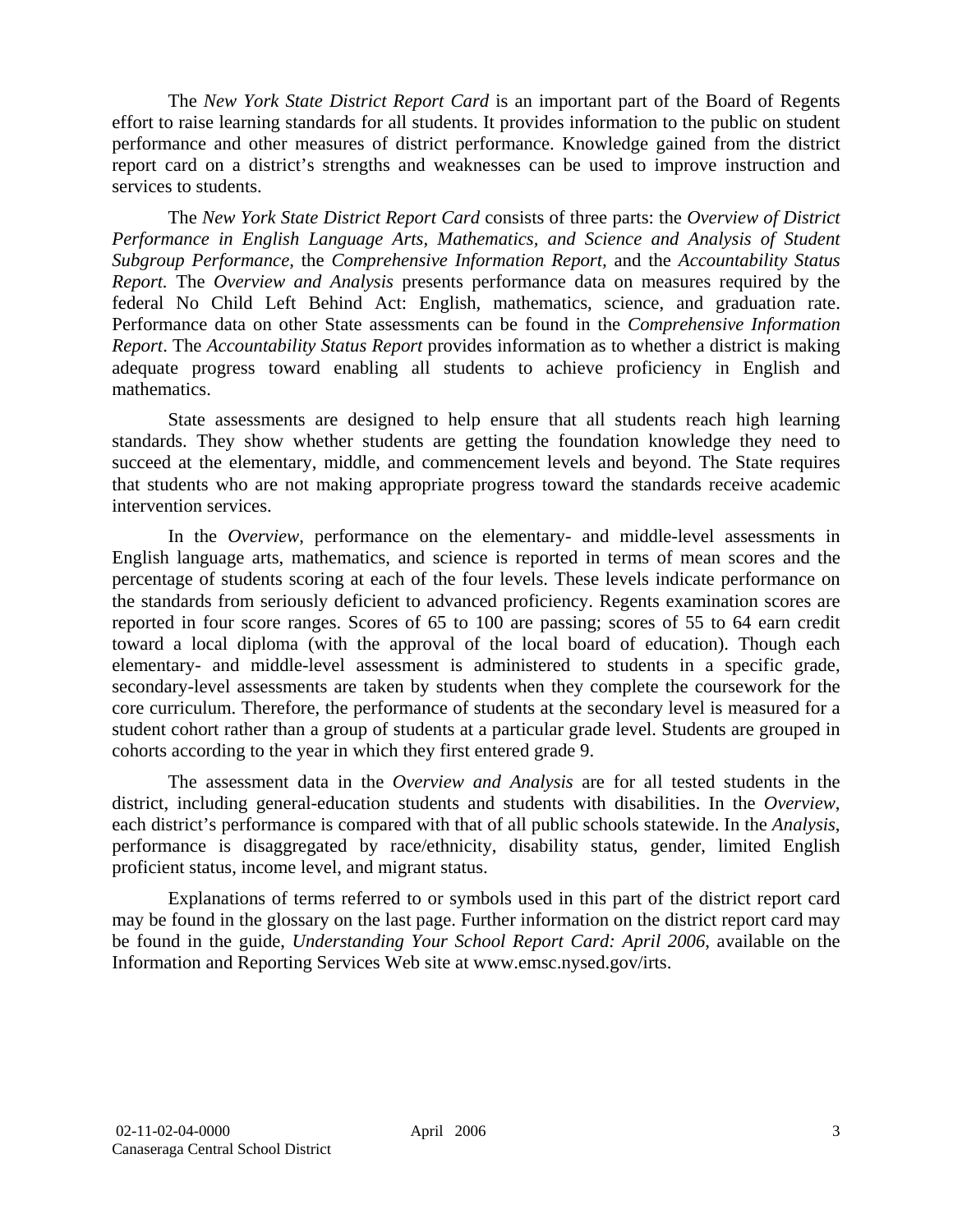The *New York State District Report Card* is an important part of the Board of Regents effort to raise learning standards for all students. It provides information to the public on student performance and other measures of district performance. Knowledge gained from the district report card on a district's strengths and weaknesses can be used to improve instruction and services to students.

The *New York State District Report Card* consists of three parts: the *Overview of District Performance in English Language Arts, Mathematics, and Science and Analysis of Student Subgroup Performance,* the *Comprehensive Information Report,* and the *Accountability Status Report.* The *Overview and Analysis* presents performance data on measures required by the federal No Child Left Behind Act: English, mathematics, science, and graduation rate. Performance data on other State assessments can be found in the *Comprehensive Information Report*. The *Accountability Status Report* provides information as to whether a district is making adequate progress toward enabling all students to achieve proficiency in English and mathematics.

State assessments are designed to help ensure that all students reach high learning standards. They show whether students are getting the foundation knowledge they need to succeed at the elementary, middle, and commencement levels and beyond. The State requires that students who are not making appropriate progress toward the standards receive academic intervention services.

In the *Overview*, performance on the elementary- and middle-level assessments in English language arts, mathematics, and science is reported in terms of mean scores and the percentage of students scoring at each of the four levels. These levels indicate performance on the standards from seriously deficient to advanced proficiency. Regents examination scores are reported in four score ranges. Scores of 65 to 100 are passing; scores of 55 to 64 earn credit toward a local diploma (with the approval of the local board of education). Though each elementary- and middle-level assessment is administered to students in a specific grade, secondary-level assessments are taken by students when they complete the coursework for the core curriculum. Therefore, the performance of students at the secondary level is measured for a student cohort rather than a group of students at a particular grade level. Students are grouped in cohorts according to the year in which they first entered grade 9.

The assessment data in the *Overview and Analysis* are for all tested students in the district, including general-education students and students with disabilities. In the *Overview*, each district's performance is compared with that of all public schools statewide. In the *Analysis*, performance is disaggregated by race/ethnicity, disability status, gender, limited English proficient status, income level, and migrant status.

Explanations of terms referred to or symbols used in this part of the district report card may be found in the glossary on the last page. Further information on the district report card may be found in the guide, *Understanding Your School Report Card: April 2006*, available on the Information and Reporting Services Web site at www.emsc.nysed.gov/irts.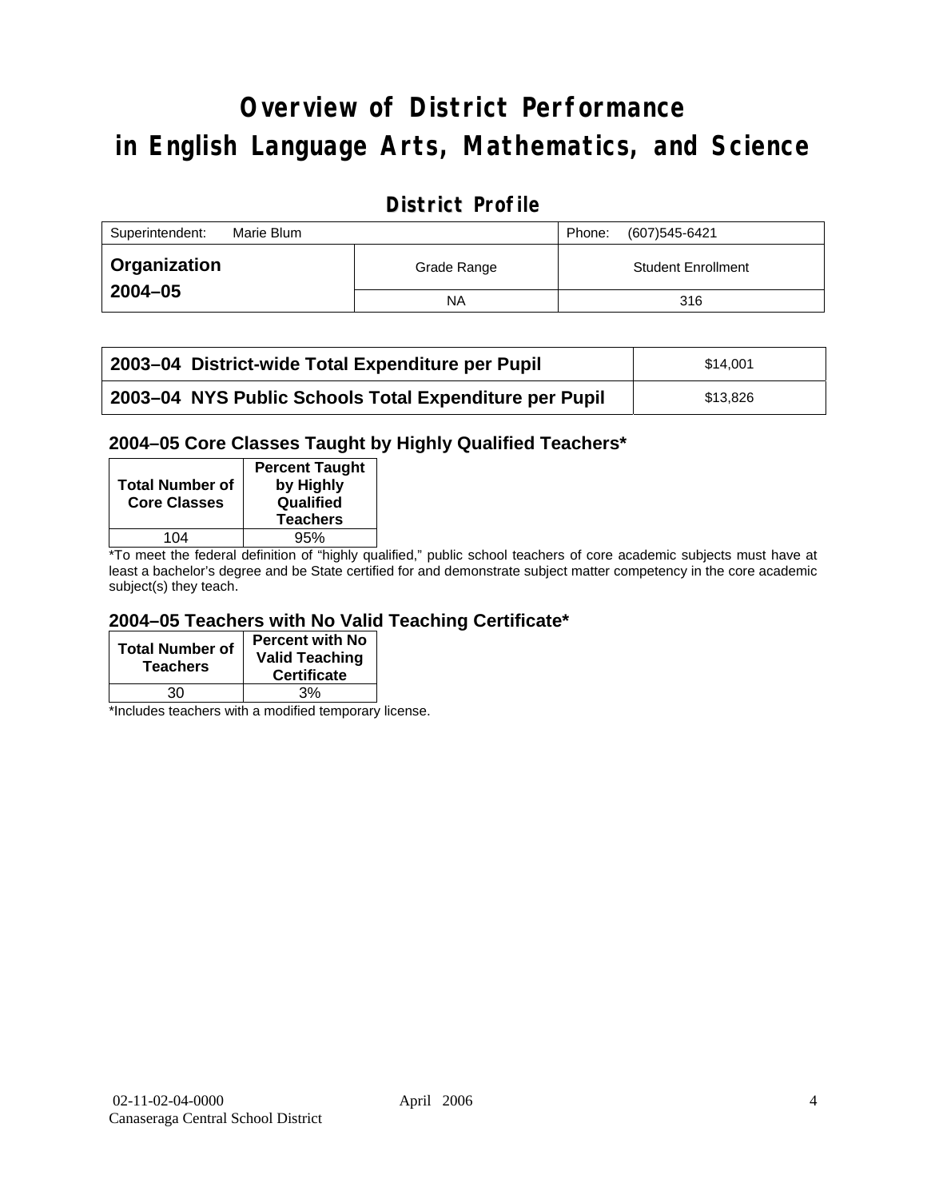# Overview of District Performance in English Language Arts, Mathematics, and Science

## District Profile

| Superintendent: Marie Blum | | Phone: (607)545-6421 |
|---|---|---|
| **Organization 2004–05** | Grade Range | Student Enrollment |
| | NA | 316 |

| | |
|---|---|
| **2003–04 District-wide Total Expenditure per Pupil** | $14,001 |
| **2003–04 NYS Public Schools Total Expenditure per Pupil** | $13,826 |

### 2004–05 Core Classes Taught by Highly Qualified Teachers*

| Total Number of Core Classes | Percent Taught by Highly Qualified Teachers |
|---|---|
| 104 | 95% |

*To meet the federal definition of "highly qualified," public school teachers of core academic subjects must have at least a bachelor's degree and be State certified for and demonstrate subject matter competency in the core academic subject(s) they teach.

### 2004–05 Teachers with No Valid Teaching Certificate*

| Total Number of Teachers | Percent with No Valid Teaching Certificate |
|---|---|
| 30 | 3% |

*Includes teachers with a modified temporary license.

02-11-02-04-0000 April 2006
Canaseraga Central School District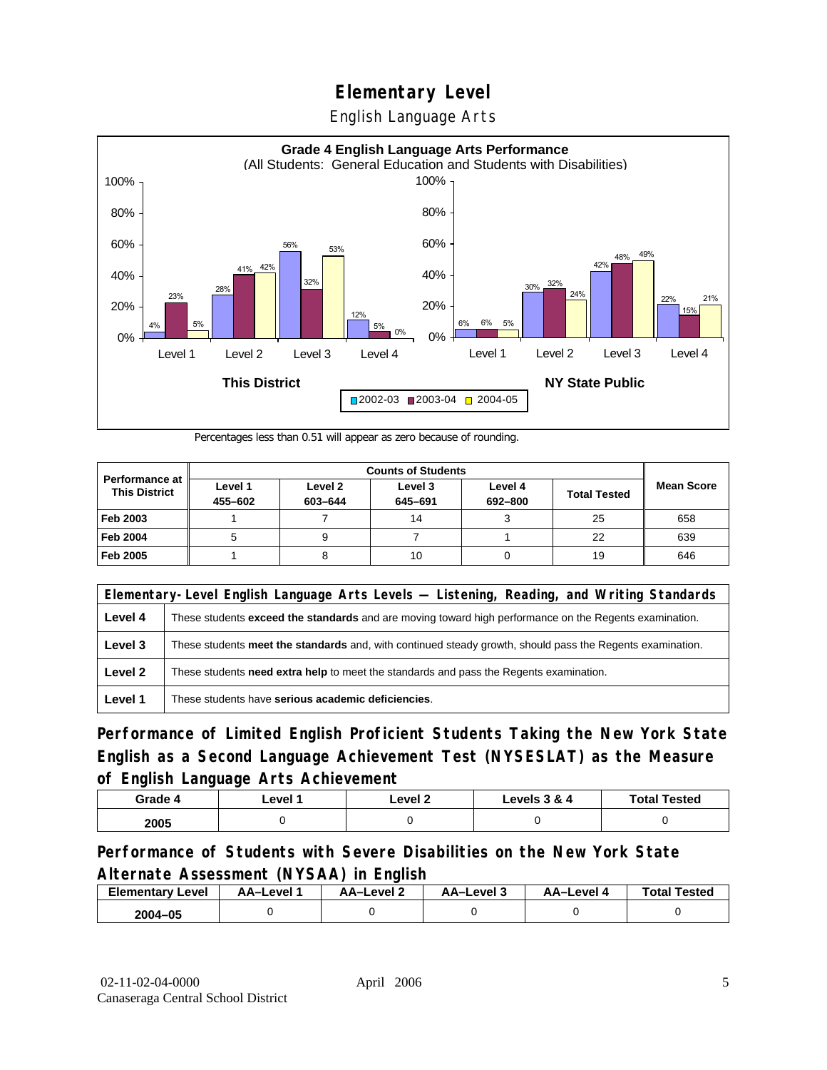# Elementary Level

## English Language Arts

**Grade 4 English Language Arts Performance**
(All Students: General Education and Students with Disabilities)

| This District | 2002-03 | 2003-04 | 2004-05 |
|---|---|---|---|
| Level 1 | 4% | 23% | 5% |
| Level 2 | 28% | 41% | 42% |
| Level 3 | 56% | 32% | 53% |
| Level 4 | 12% | 5% | 0% |

| NY State Public | 2002-03 | 2003-04 | 2004-05 |
|---|---|---|---|
| Level 1 | 6% | 6% | 5% |
| Level 2 | 30% | 32% | 24% |
| Level 3 | 42% | 48% | 49% |
| Level 4 | 22% | 15% | 21% |

Percentages less than 0.51 will appear as zero because of rounding.

| Performance at This District | Counts of Students | | | | | Mean Score |
|---|---|---|---|---|---|---|
| | Level 1 455–602 | Level 2 603–644 | Level 3 645–691 | Level 4 692–800 | Total Tested | |
| Feb 2003 | 1 | 7 | 14 | 3 | 25 | 658 |
| Feb 2004 | 5 | 9 | 7 | 1 | 22 | 639 |
| Feb 2005 | 1 | 8 | 10 | 0 | 19 | 646 |

| Elementary-Level English Language Arts Levels — Listening, Reading, and Writing Standards | |
|---|---|
| Level 4 | These students **exceed the standards** and are moving toward high performance on the Regents examination. |
| Level 3 | These students **meet the standards** and, with continued steady growth, should pass the Regents examination. |
| Level 2 | These students **need extra help** to meet the standards and pass the Regents examination. |
| Level 1 | These students have **serious academic deficiencies**. |

## Performance of Limited English Proficient Students Taking the New York State English as a Second Language Achievement Test (NYSESLAT) as the Measure of English Language Arts Achievement

| Grade 4 | Level 1 | Level 2 | Levels 3 & 4 | Total Tested |
|---|---|---|---|---|
| 2005 | 0 | 0 | 0 | 0 |

## Performance of Students with Severe Disabilities on the New York State Alternate Assessment (NYSAA) in English

| Elementary Level | AA–Level 1 | AA–Level 2 | AA–Level 3 | AA–Level 4 | Total Tested |
|---|---|---|---|---|---|
| 2004–05 | 0 | 0 | 0 | 0 | 0 |

02-11-02-04-0000 April 2006
Canaseraga Central School District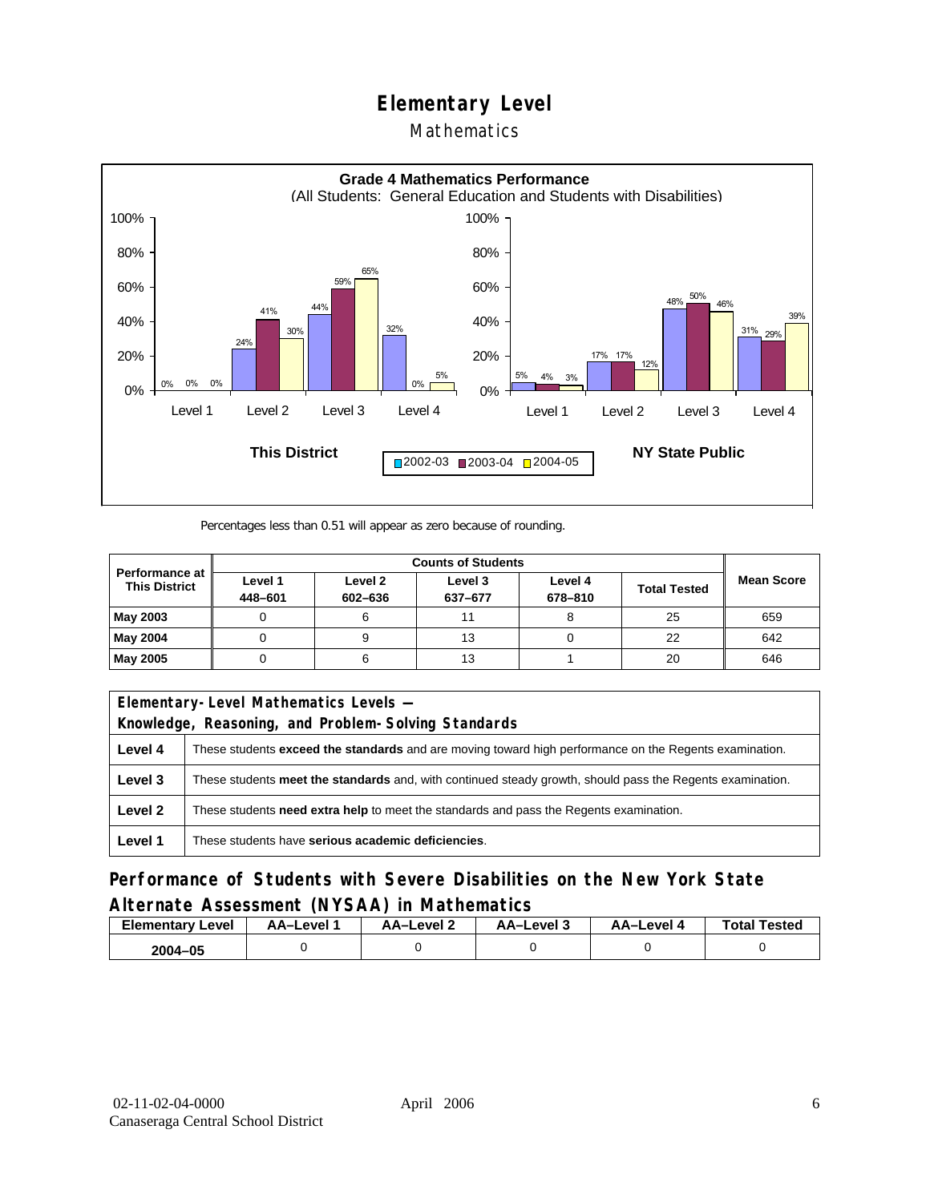# Elementary Level

## Mathematics

**Grade 4 Mathematics Performance**
(All Students: General Education and Students with Disabilities)

| | This District 2002-03 | This District 2003-04 | This District 2004-05 | NY State Public 2002-03 | NY State Public 2003-04 | NY State Public 2004-05 |
|---|---|---|---|---|---|---|
| Level 1 | 0% | 0% | 0% | 5% | 4% | 3% |
| Level 2 | 24% | 41% | 30% | 17% | 17% | 12% |
| Level 3 | 44% | 59% | 65% | 48% | 50% | 46% |
| Level 4 | 32% | 0% | 5% | 31% | 29% | 39% |

Percentages less than 0.51 will appear as zero because of rounding.

| Performance at This District | Counts of Students | | | | | Mean Score |
|---|---|---|---|---|---|---|
| | Level 1 448–601 | Level 2 602–636 | Level 3 637–677 | Level 4 678–810 | Total Tested | |
| **May 2003** | 0 | 6 | 11 | 8 | 25 | 659 |
| **May 2004** | 0 | 9 | 13 | 0 | 22 | 642 |
| **May 2005** | 0 | 6 | 13 | 1 | 20 | 646 |

| Elementary-Level Mathematics Levels — Knowledge, Reasoning, and Problem-Solving Standards | |
|---|---|
| **Level 4** | These students **exceed the standards** and are moving toward high performance on the Regents examination. |
| **Level 3** | These students **meet the standards** and, with continued steady growth, should pass the Regents examination. |
| **Level 2** | These students **need extra help** to meet the standards and pass the Regents examination. |
| **Level 1** | These students have **serious academic deficiencies**. |

## Performance of Students with Severe Disabilities on the New York State Alternate Assessment (NYSAA) in Mathematics

| Elementary Level | AA–Level 1 | AA–Level 2 | AA–Level 3 | AA–Level 4 | Total Tested |
|---|---|---|---|---|---|
| **2004–05** | 0 | 0 | 0 | 0 | 0 |

02-11-02-04-0000 April 2006
Canaseraga Central School District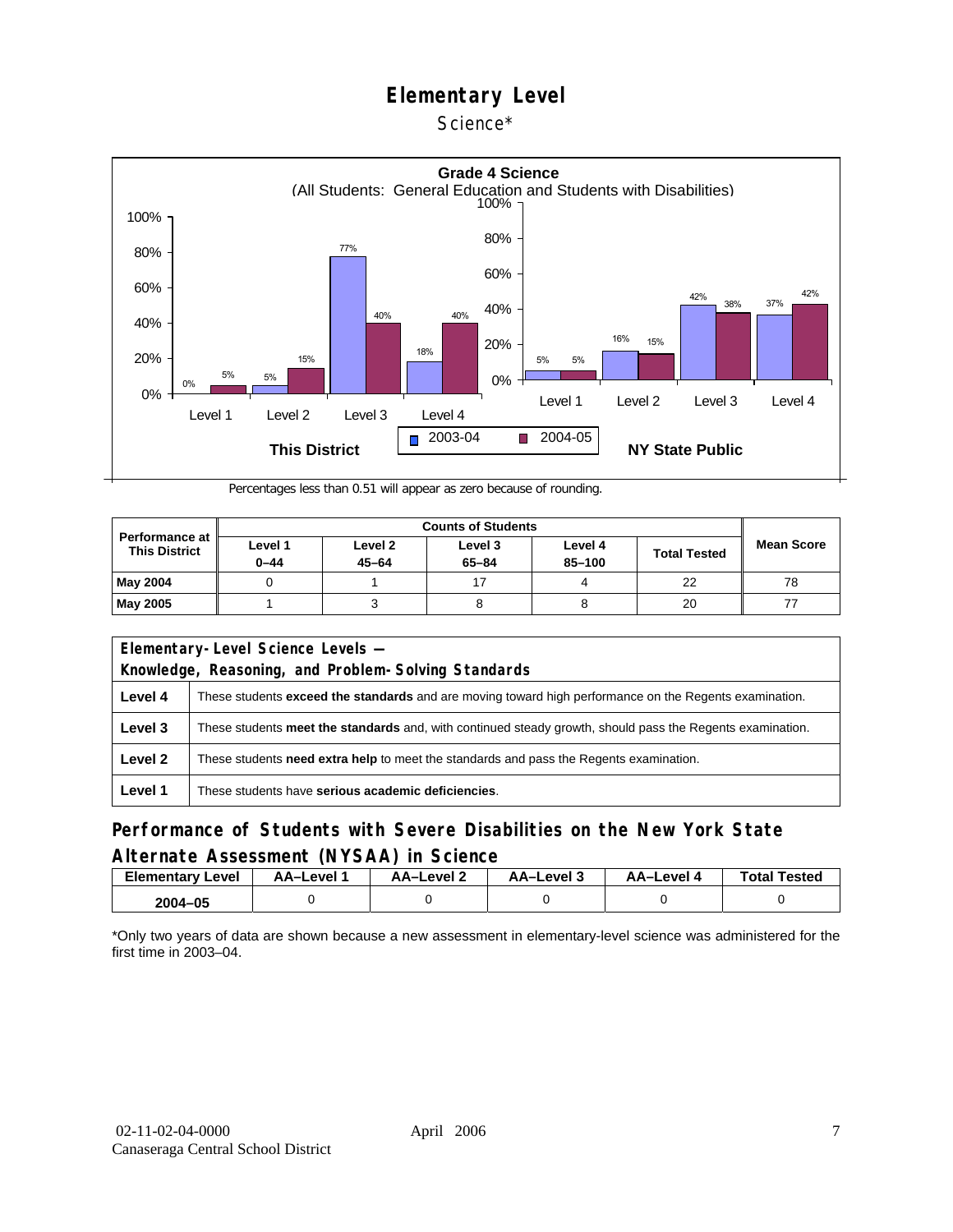# Elementary Level

Science*

**Grade 4 Science**
(All Students: General Education and Students with Disabilities)

| | Level 1 | Level 2 | Level 3 | Level 4 |
|---|---|---|---|---|
| This District 2003-04 | 0% | 5% | 77% | 18% |
| This District 2004-05 | 5% | 15% | 40% | 40% |
| NY State Public 2003-04 | 5% | 16% | 42% | 37% |
| NY State Public 2004-05 | 5% | 15% | 38% | 42% |

Percentages less than 0.51 will appear as zero because of rounding.

| Performance at This District | Counts of Students | | | | | Mean Score |
|---|---|---|---|---|---|---|
| | Level 1 0–44 | Level 2 45–64 | Level 3 65–84 | Level 4 85–100 | Total Tested | |
| May 2004 | 0 | 1 | 17 | 4 | 22 | 78 |
| May 2005 | 1 | 3 | 8 | 8 | 20 | 77 |

| Elementary-Level Science Levels — Knowledge, Reasoning, and Problem-Solving Standards | |
|---|---|
| **Level 4** | These students **exceed the standards** and are moving toward high performance on the Regents examination. |
| **Level 3** | These students **meet the standards** and, with continued steady growth, should pass the Regents examination. |
| **Level 2** | These students **need extra help** to meet the standards and pass the Regents examination. |
| **Level 1** | These students have **serious academic deficiencies**. |

## Performance of Students with Severe Disabilities on the New York State Alternate Assessment (NYSAA) in Science

| Elementary Level | AA–Level 1 | AA–Level 2 | AA–Level 3 | AA–Level 4 | Total Tested |
|---|---|---|---|---|---|
| 2004–05 | 0 | 0 | 0 | 0 | 0 |

*Only two years of data are shown because a new assessment in elementary-level science was administered for the first time in 2003–04.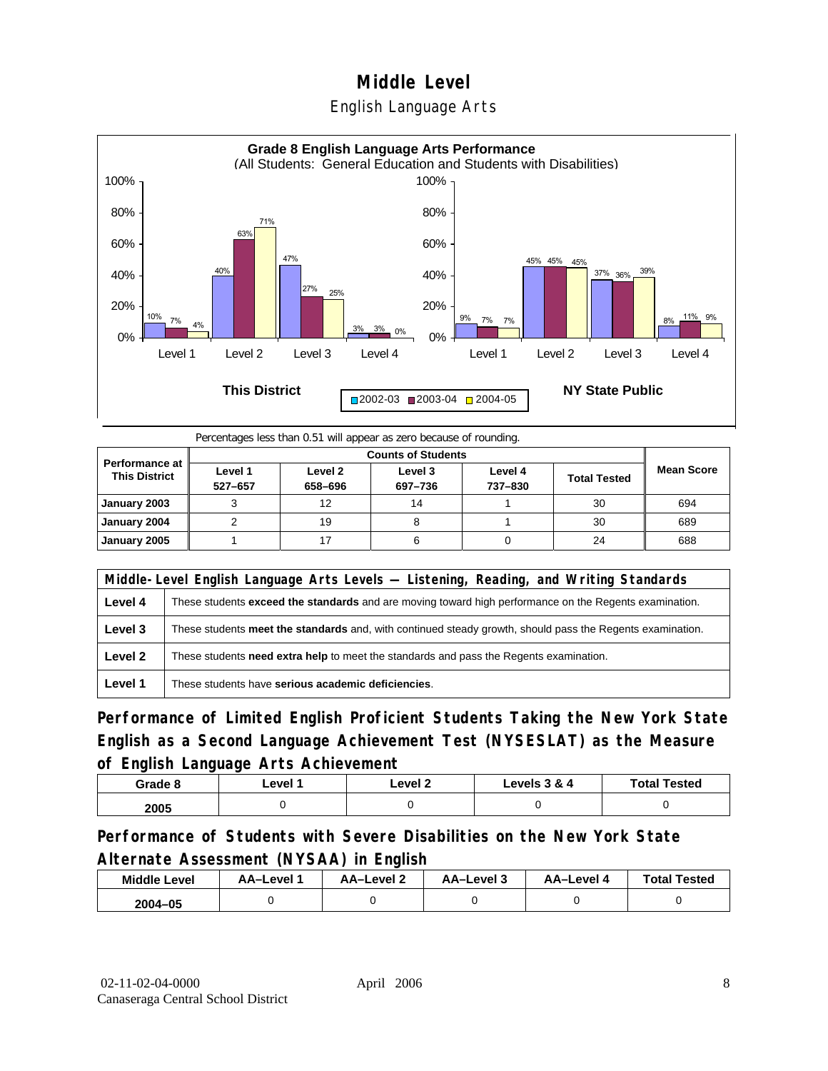# Middle Level

## English Language Arts

**Grade 8 English Language Arts Performance**
(All Students: General Education and Students with Disabilities)

| This District | 2002-03 | 2003-04 | 2004-05 |
|---|---|---|---|
| Level 1 | 10% | 7% | 4% |
| Level 2 | 40% | 63% | 71% |
| Level 3 | 47% | 27% | 25% |
| Level 4 | 3% | 3% | 0% |

| NY State Public | 2002-03 | 2003-04 | 2004-05 |
|---|---|---|---|
| Level 1 | 9% | 7% | 7% |
| Level 2 | 45% | 45% | 45% |
| Level 3 | 37% | 36% | 39% |
| Level 4 | 8% | 11% | 9% |

Percentages less than 0.51 will appear as zero because of rounding.

| Performance at This District | Counts of Students | | | | | Mean Score |
|---|---|---|---|---|---|---|
| | Level 1 527–657 | Level 2 658–696 | Level 3 697–736 | Level 4 737–830 | Total Tested | |
| January 2003 | 3 | 12 | 14 | 1 | 30 | 694 |
| January 2004 | 2 | 19 | 8 | 1 | 30 | 689 |
| January 2005 | 1 | 17 | 6 | 0 | 24 | 688 |

| Middle-Level English Language Arts Levels — Listening, Reading, and Writing Standards | |
|---|---|
| Level 4 | These students **exceed the standards** and are moving toward high performance on the Regents examination. |
| Level 3 | These students **meet the standards** and, with continued steady growth, should pass the Regents examination. |
| Level 2 | These students **need extra help** to meet the standards and pass the Regents examination. |
| Level 1 | These students have **serious academic deficiencies**. |

### Performance of Limited English Proficient Students Taking the New York State English as a Second Language Achievement Test (NYSESLAT) as the Measure of English Language Arts Achievement

| Grade 8 | Level 1 | Level 2 | Levels 3 & 4 | Total Tested |
|---|---|---|---|---|
| 2005 | 0 | 0 | 0 | 0 |

### Performance of Students with Severe Disabilities on the New York State Alternate Assessment (NYSAA) in English

| Middle Level | AA–Level 1 | AA–Level 2 | AA–Level 3 | AA–Level 4 | Total Tested |
|---|---|---|---|---|---|
| 2004–05 | 0 | 0 | 0 | 0 | 0 |

02-11-02-04-0000
Canaseraga Central School District
April 2006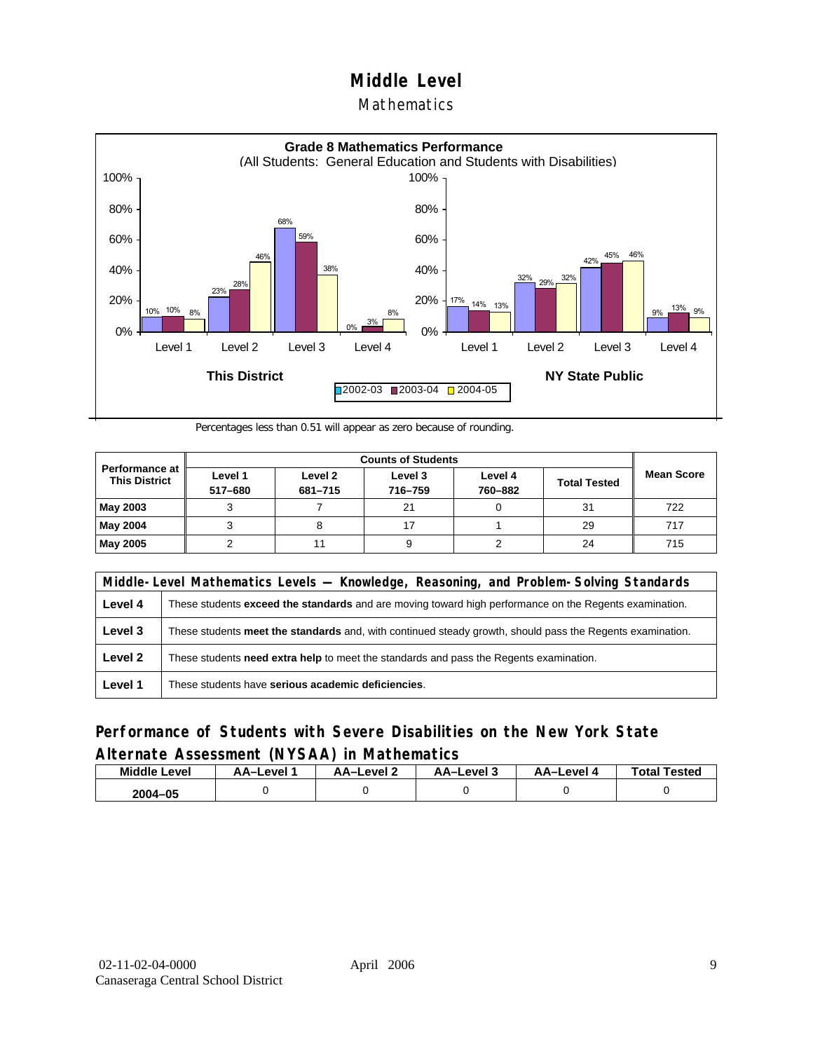# Middle Level

## Mathematics

**Grade 8 Mathematics Performance**
(All Students: General Education and Students with Disabilities)

| This District | 2002-03 | 2003-04 | 2004-05 |
|---|---|---|---|
| Level 1 | 10% | 10% | 8% |
| Level 2 | 23% | 28% | 46% |
| Level 3 | 68% | 59% | 38% |
| Level 4 | 0% | 3% | 8% |

| NY State Public | 2002-03 | 2003-04 | 2004-05 |
|---|---|---|---|
| Level 1 | 17% | 14% | 13% |
| Level 2 | 32% | 29% | 32% |
| Level 3 | 42% | 45% | 46% |
| Level 4 | 9% | 13% | 9% |

Percentages less than 0.51 will appear as zero because of rounding.

| Performance at This District | Counts of Students | | | | | Mean Score |
|---|---|---|---|---|---|---|
| | Level 1 517–680 | Level 2 681–715 | Level 3 716–759 | Level 4 760–882 | Total Tested | |
| **May 2003** | 3 | 7 | 21 | 0 | 31 | 722 |
| **May 2004** | 3 | 8 | 17 | 1 | 29 | 717 |
| **May 2005** | 2 | 11 | 9 | 2 | 24 | 715 |

| Middle-Level Mathematics Levels — Knowledge, Reasoning, and Problem-Solving Standards | |
|---|---|
| **Level 4** | These students **exceed the standards** and are moving toward high performance on the Regents examination. |
| **Level 3** | These students **meet the standards** and, with continued steady growth, should pass the Regents examination. |
| **Level 2** | These students **need extra help** to meet the standards and pass the Regents examination. |
| **Level 1** | These students have **serious academic deficiencies**. |

### Performance of Students with Severe Disabilities on the New York State Alternate Assessment (NYSAA) in Mathematics

| Middle Level | AA–Level 1 | AA–Level 2 | AA–Level 3 | AA–Level 4 | Total Tested |
|---|---|---|---|---|---|
| 2004–05 | 0 | 0 | 0 | 0 | 0 |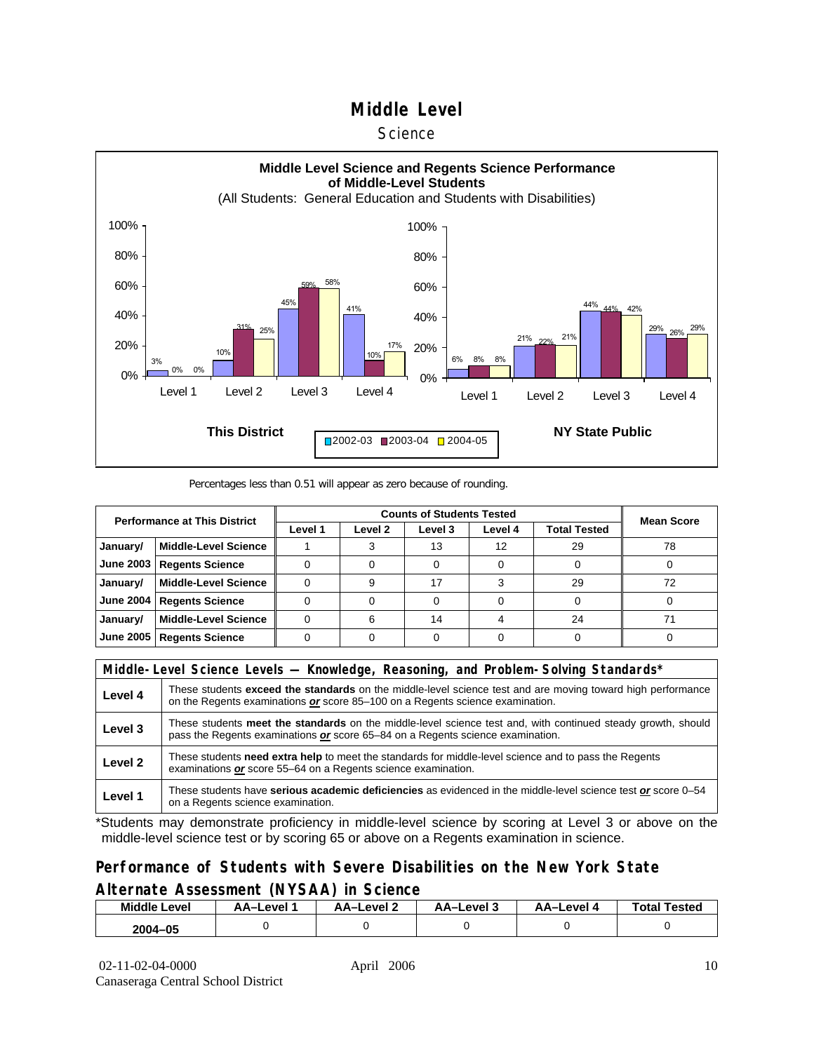# Middle Level

Science

**Middle Level Science and Regents Science Performance of Middle-Level Students**

(All Students: General Education and Students with Disabilities)

| | This District 2002-03 | This District 2003-04 | This District 2004-05 | NY State Public 2002-03 | NY State Public 2003-04 | NY State Public 2004-05 |
|---|---|---|---|---|---|---|
| Level 1 | 3% | 0% | 0% | 6% | 8% | 8% |
| Level 2 | 10% | 31% | 25% | 21% | 22% | 21% |
| Level 3 | 45% | 59% | 58% | 44% | 44% | 42% |
| Level 4 | 41% | 10% | 17% | 29% | 26% | 29% |

Percentages less than 0.51 will appear as zero because of rounding.

| Performance at This District | | Counts of Students Tested: Level 1 | Level 2 | Level 3 | Level 4 | Total Tested | Mean Score |
|---|---|---|---|---|---|---|---|
| January/ June 2003 | Middle-Level Science | 1 | 3 | 13 | 12 | 29 | 78 |
| | Regents Science | 0 | 0 | 0 | 0 | 0 | 0 |
| January/ June 2004 | Middle-Level Science | 0 | 9 | 17 | 3 | 29 | 72 |
| | Regents Science | 0 | 0 | 0 | 0 | 0 | 0 |
| January/ June 2005 | Middle-Level Science | 0 | 6 | 14 | 4 | 24 | 71 |
| | Regents Science | 0 | 0 | 0 | 0 | 0 | 0 |

| Middle-Level Science Levels — Knowledge, Reasoning, and Problem-Solving Standards* | |
|---|---|
| Level 4 | These students **exceed the standards** on the middle-level science test and are moving toward high performance on the Regents examinations ***or*** score 85–100 on a Regents science examination. |
| Level 3 | These students **meet the standards** on the middle-level science test and, with continued steady growth, should pass the Regents examinations ***or*** score 65–84 on a Regents science examination. |
| Level 2 | These students **need extra help** to meet the standards for middle-level science and to pass the Regents examinations ***or*** score 55–64 on a Regents science examination. |
| Level 1 | These students have **serious academic deficiencies** as evidenced in the middle-level science test ***or*** score 0–54 on a Regents science examination. |

*Students may demonstrate proficiency in middle-level science by scoring at Level 3 or above on the middle-level science test or by scoring 65 or above on a Regents examination in science.

## Performance of Students with Severe Disabilities on the New York State Alternate Assessment (NYSAA) in Science

| Middle Level | AA–Level 1 | AA–Level 2 | AA–Level 3 | AA–Level 4 | Total Tested |
|---|---|---|---|---|---|
| 2004–05 | 0 | 0 | 0 | 0 | 0 |

02-11-02-04-0000 April 2006
Canaseraga Central School District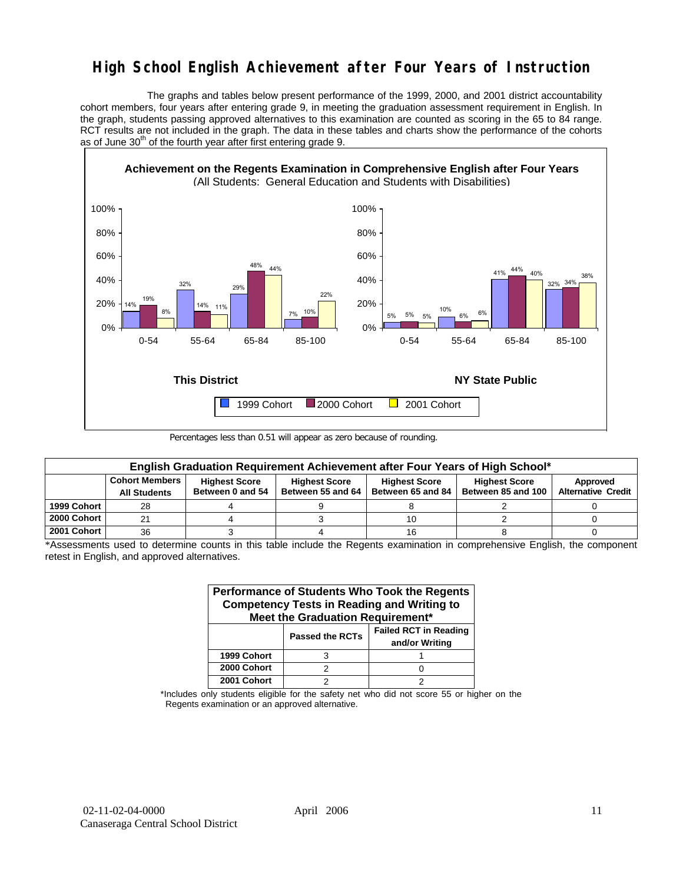# High School English Achievement after Four Years of Instruction

The graphs and tables below present performance of the 1999, 2000, and 2001 district accountability cohort members, four years after entering grade 9, in meeting the graduation assessment requirement in English. In the graph, students passing approved alternatives to this examination are counted as scoring in the 65 to 84 range. RCT results are not included in the graph. The data in these tables and charts show the performance of the cohorts as of June 30th of the fourth year after first entering grade 9.

**Achievement on the Regents Examination in Comprehensive English after Four Years**
(All Students: General Education and Students with Disabilities)

**This District**

| Score Range | 1999 Cohort | 2000 Cohort | 2001 Cohort |
|---|---|---|---|
| 0-54 | 14% | 19% | 8% |
| 55-64 | 32% | 14% | 11% |
| 65-84 | 29% | 48% | 44% |
| 85-100 | 7% | 10% | 22% |

**NY State Public**

| Score Range | 1999 Cohort | 2000 Cohort | 2001 Cohort |
|---|---|---|---|
| 0-54 | 5% | 5% | 5% |
| 55-64 | 10% | 6% | 6% |
| 65-84 | 41% | 44% | 40% |
| 85-100 | 32% | 34% | 38% |

Percentages less than 0.51 will appear as zero because of rounding.

**English Graduation Requirement Achievement after Four Years of High School***

| | Cohort Members All Students | Highest Score Between 0 and 54 | Highest Score Between 55 and 64 | Highest Score Between 65 and 84 | Highest Score Between 85 and 100 | Approved Alternative Credit |
|---|---|---|---|---|---|---|
| 1999 Cohort | 28 | 4 | 9 | 8 | 2 | 0 |
| 2000 Cohort | 21 | 4 | 3 | 10 | 2 | 0 |
| 2001 Cohort | 36 | 3 | 4 | 16 | 8 | 0 |

*Assessments used to determine counts in this table include the Regents examination in comprehensive English, the component retest in English, and approved alternatives.

**Performance of Students Who Took the Regents Competency Tests in Reading and Writing to Meet the Graduation Requirement***

| | Passed the RCTs | Failed RCT in Reading and/or Writing |
|---|---|---|
| 1999 Cohort | 3 | 1 |
| 2000 Cohort | 2 | 0 |
| 2001 Cohort | 2 | 2 |

*Includes only students eligible for the safety net who did not score 55 or higher on the Regents examination or an approved alternative.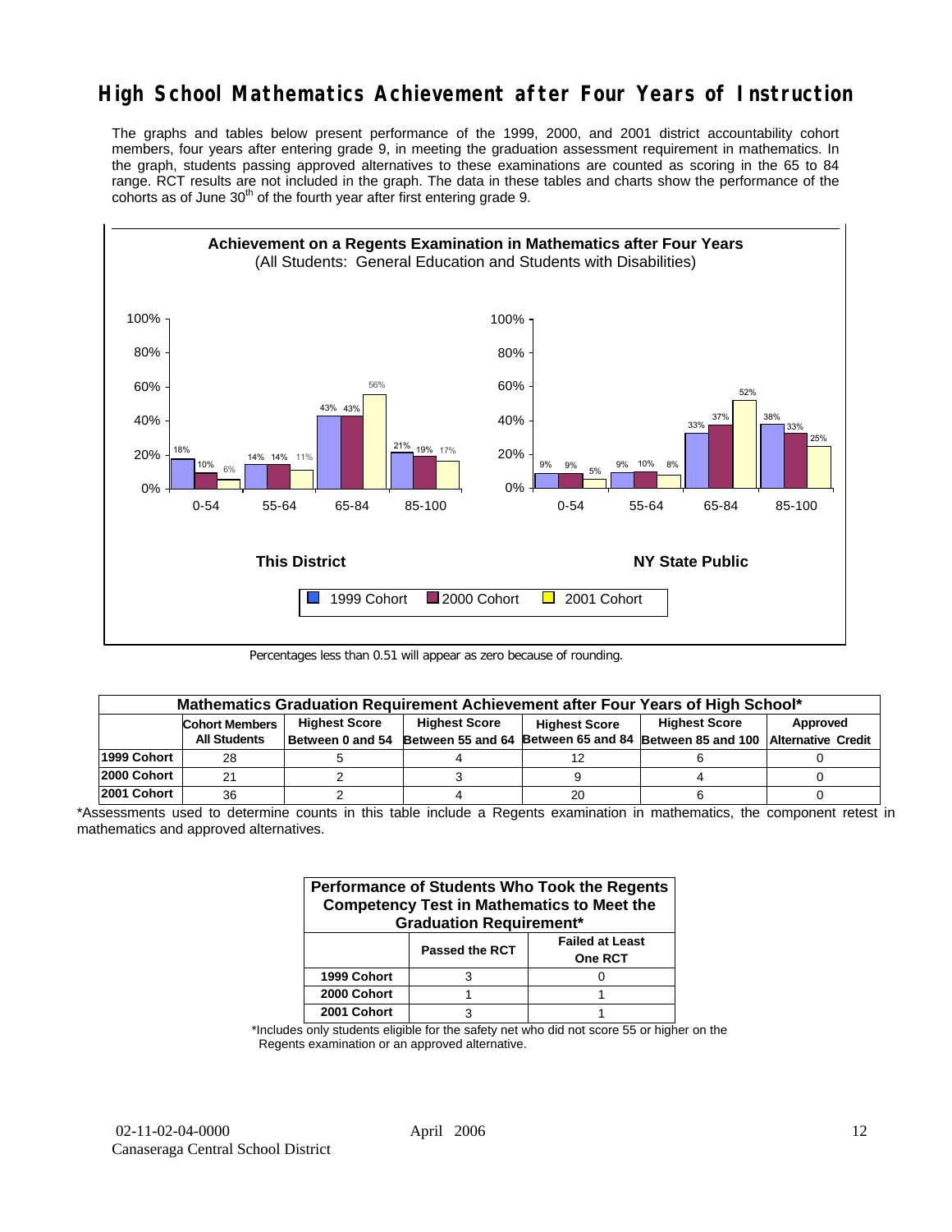# High School Mathematics Achievement after Four Years of Instruction

The graphs and tables below present performance of the 1999, 2000, and 2001 district accountability cohort members, four years after entering grade 9, in meeting the graduation assessment requirement in mathematics. In the graph, students passing approved alternatives to these examinations are counted as scoring in the 65 to 84 range. RCT results are not included in the graph. The data in these tables and charts show the performance of the cohorts as of June 30th of the fourth year after first entering grade 9.

**Achievement on a Regents Examination in Mathematics after Four Years**
(All Students: General Education and Students with Disabilities)

**This District**

| Score | 1999 Cohort | 2000 Cohort | 2001 Cohort |
|---|---|---|---|
| 0-54 | 18% | 10% | 6% |
| 55-64 | 14% | 14% | 11% |
| 65-84 | 43% | 43% | 56% |
| 85-100 | 21% | 19% | 17% |

**NY State Public**

| Score | 1999 Cohort | 2000 Cohort | 2001 Cohort |
|---|---|---|---|
| 0-54 | 9% | 9% | 5% |
| 55-64 | 9% | 10% | 8% |
| 65-84 | 33% | 37% | 52% |
| 85-100 | 38% | 33% | 25% |

Percentages less than 0.51 will appear as zero because of rounding.

**Mathematics Graduation Requirement Achievement after Four Years of High School***

| | Cohort Members All Students | Highest Score Between 0 and 54 | Highest Score Between 55 and 64 | Highest Score Between 65 and 84 | Highest Score Between 85 and 100 | Approved Alternative Credit |
|---|---|---|---|---|---|---|
| 1999 Cohort | 28 | 5 | 4 | 12 | 6 | 0 |
| 2000 Cohort | 21 | 2 | 3 | 9 | 4 | 0 |
| 2001 Cohort | 36 | 2 | 4 | 20 | 6 | 0 |

*Assessments used to determine counts in this table include a Regents examination in mathematics, the component retest in mathematics and approved alternatives.

**Performance of Students Who Took the Regents Competency Test in Mathematics to Meet the Graduation Requirement***

| | Passed the RCT | Failed at Least One RCT |
|---|---|---|
| 1999 Cohort | 3 | 0 |
| 2000 Cohort | 1 | 1 |
| 2001 Cohort | 3 | 1 |

*Includes only students eligible for the safety net who did not score 55 or higher on the Regents examination or an approved alternative.

02-11-02-04-0000 April 2006
Canaseraga Central School District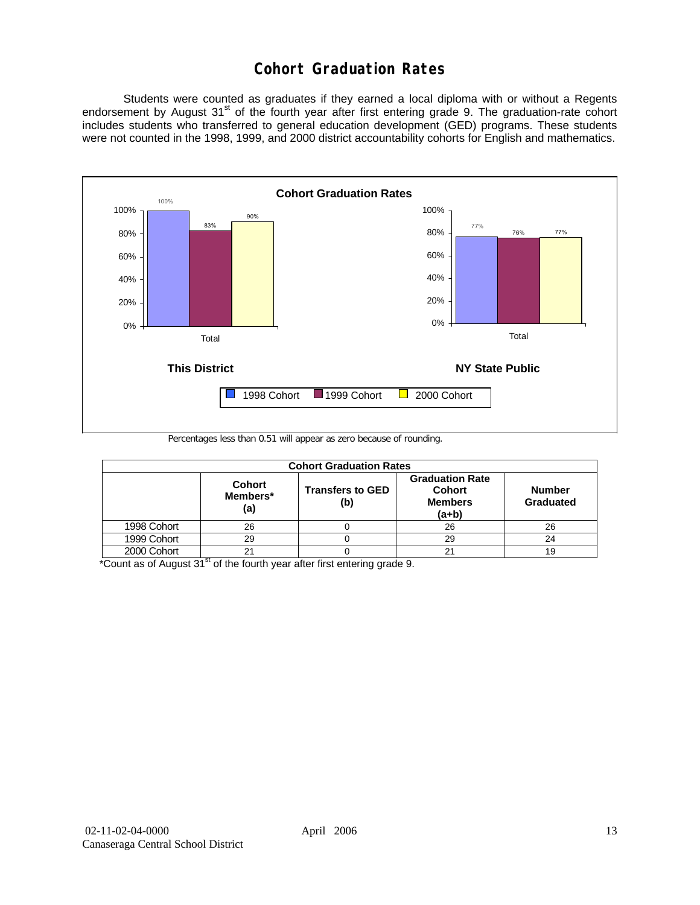# Cohort Graduation Rates

Students were counted as graduates if they earned a local diploma with or without a Regents endorsement by August 31st of the fourth year after first entering grade 9. The graduation-rate cohort includes students who transferred to general education development (GED) programs. These students were not counted in the 1998, 1999, and 2000 district accountability cohorts for English and mathematics.

**Cohort Graduation Rates**

| | 1998 Cohort | 1999 Cohort | 2000 Cohort |
|---|---|---|---|
| This District (Total) | 100% | 83% | 90% |
| NY State Public (Total) | 77% | 76% | 77% |

Percentages less than 0.51 will appear as zero because of rounding.

| Cohort Graduation Rates | | | | |
|---|---|---|---|---|
| | Cohort Members* (a) | Transfers to GED (b) | Graduation Rate Cohort Members (a+b) | Number Graduated |
| 1998 Cohort | 26 | 0 | 26 | 26 |
| 1999 Cohort | 29 | 0 | 29 | 24 |
| 2000 Cohort | 21 | 0 | 21 | 19 |

*Count as of August 31st of the fourth year after first entering grade 9.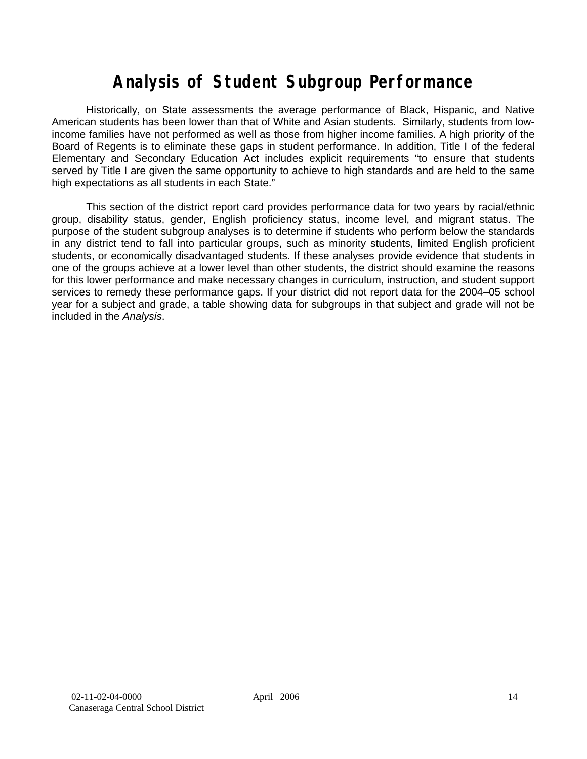# Analysis of Student Subgroup Performance

Historically, on State assessments the average performance of Black, Hispanic, and Native American students has been lower than that of White and Asian students. Similarly, students from low-income families have not performed as well as those from higher income families. A high priority of the Board of Regents is to eliminate these gaps in student performance. In addition, Title I of the federal Elementary and Secondary Education Act includes explicit requirements "to ensure that students served by Title I are given the same opportunity to achieve to high standards and are held to the same high expectations as all students in each State."

This section of the district report card provides performance data for two years by racial/ethnic group, disability status, gender, English proficiency status, income level, and migrant status. The purpose of the student subgroup analyses is to determine if students who perform below the standards in any district tend to fall into particular groups, such as minority students, limited English proficient students, or economically disadvantaged students. If these analyses provide evidence that students in one of the groups achieve at a lower level than other students, the district should examine the reasons for this lower performance and make necessary changes in curriculum, instruction, and student support services to remedy these performance gaps. If your district did not report data for the 2004–05 school year for a subject and grade, a table showing data for subgroups in that subject and grade will not be included in the *Analysis*.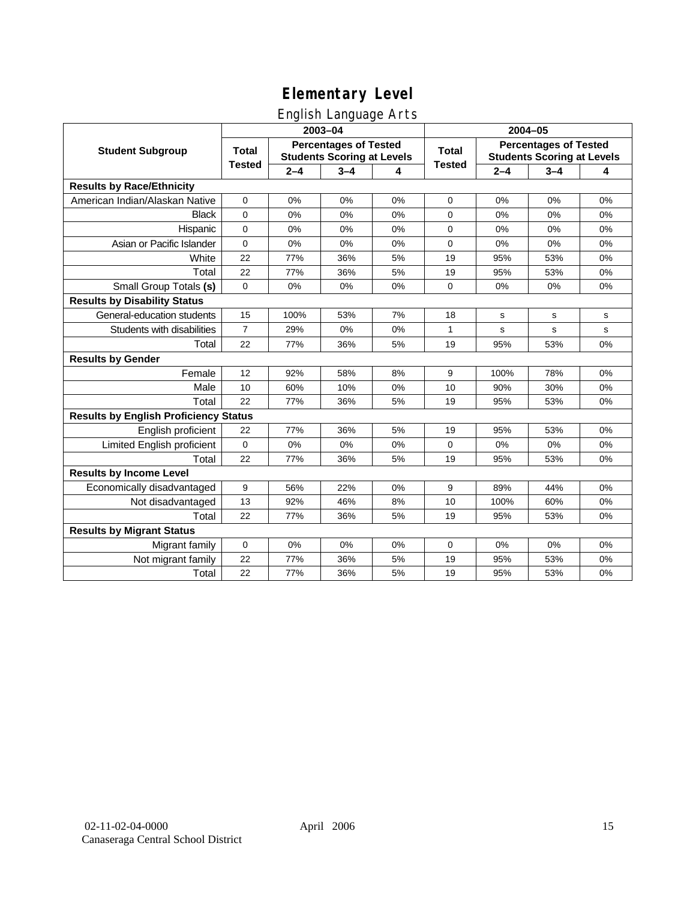# Elementary Level

## English Language Arts

| Student Subgroup | 2003–04 | | | | 2004–05 | | | |
|---|---|---|---|---|---|---|---|---|
| | Total Tested | Percentages of Tested Students Scoring at Levels | | | Total Tested | Percentages of Tested Students Scoring at Levels | | |
| | | 2–4 | 3–4 | 4 | | 2–4 | 3–4 | 4 |
| **Results by Race/Ethnicity** | | | | | | | | |
| American Indian/Alaskan Native | 0 | 0% | 0% | 0% | 0 | 0% | 0% | 0% |
| Black | 0 | 0% | 0% | 0% | 0 | 0% | 0% | 0% |
| Hispanic | 0 | 0% | 0% | 0% | 0 | 0% | 0% | 0% |
| Asian or Pacific Islander | 0 | 0% | 0% | 0% | 0 | 0% | 0% | 0% |
| White | 22 | 77% | 36% | 5% | 19 | 95% | 53% | 0% |
| Total | 22 | 77% | 36% | 5% | 19 | 95% | 53% | 0% |
| Small Group Totals **(s)** | 0 | 0% | 0% | 0% | 0 | 0% | 0% | 0% |
| **Results by Disability Status** | | | | | | | | |
| General-education students | 15 | 100% | 53% | 7% | 18 | s | s | s |
| Students with disabilities | 7 | 29% | 0% | 0% | 1 | s | s | s |
| Total | 22 | 77% | 36% | 5% | 19 | 95% | 53% | 0% |
| **Results by Gender** | | | | | | | | |
| Female | 12 | 92% | 58% | 8% | 9 | 100% | 78% | 0% |
| Male | 10 | 60% | 10% | 0% | 10 | 90% | 30% | 0% |
| Total | 22 | 77% | 36% | 5% | 19 | 95% | 53% | 0% |
| **Results by English Proficiency Status** | | | | | | | | |
| English proficient | 22 | 77% | 36% | 5% | 19 | 95% | 53% | 0% |
| Limited English proficient | 0 | 0% | 0% | 0% | 0 | 0% | 0% | 0% |
| Total | 22 | 77% | 36% | 5% | 19 | 95% | 53% | 0% |
| **Results by Income Level** | | | | | | | | |
| Economically disadvantaged | 9 | 56% | 22% | 0% | 9 | 89% | 44% | 0% |
| Not disadvantaged | 13 | 92% | 46% | 8% | 10 | 100% | 60% | 0% |
| Total | 22 | 77% | 36% | 5% | 19 | 95% | 53% | 0% |
| **Results by Migrant Status** | | | | | | | | |
| Migrant family | 0 | 0% | 0% | 0% | 0 | 0% | 0% | 0% |
| Not migrant family | 22 | 77% | 36% | 5% | 19 | 95% | 53% | 0% |
| Total | 22 | 77% | 36% | 5% | 19 | 95% | 53% | 0% |

02-11-02-04-0000
Canaseraga Central School District

April 2006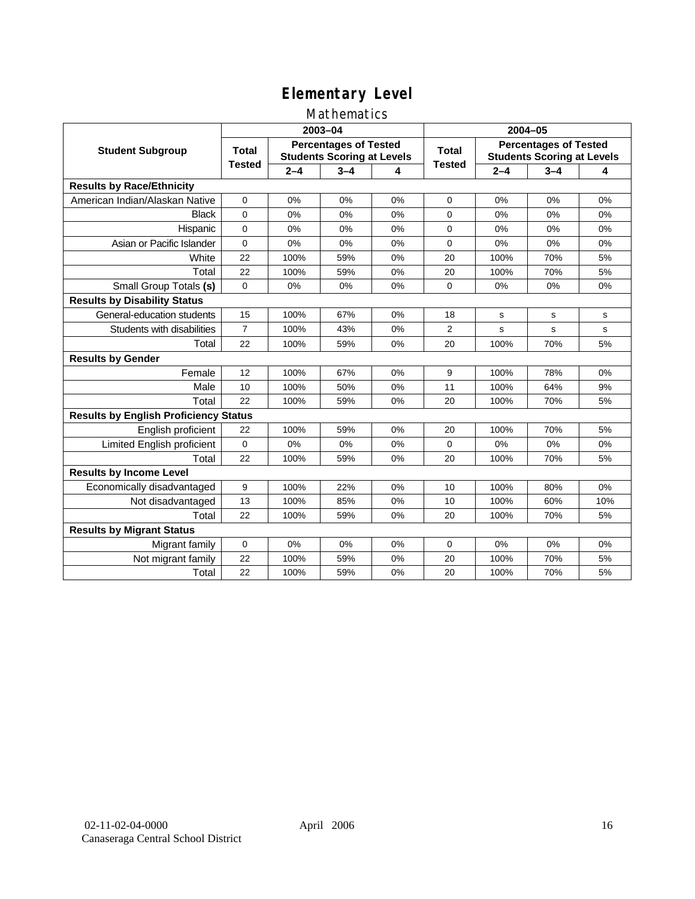# Elementary Level

## Mathematics

| Student Subgroup | 2003–04 | | | | 2004–05 | | | |
|---|---|---|---|---|---|---|---|---|
| | Total Tested | Percentages of Tested Students Scoring at Levels | | | Total Tested | Percentages of Tested Students Scoring at Levels | | |
| | | 2–4 | 3–4 | 4 | | 2–4 | 3–4 | 4 |
| **Results by Race/Ethnicity** | | | | | | | | |
| American Indian/Alaskan Native | 0 | 0% | 0% | 0% | 0 | 0% | 0% | 0% |
| Black | 0 | 0% | 0% | 0% | 0 | 0% | 0% | 0% |
| Hispanic | 0 | 0% | 0% | 0% | 0 | 0% | 0% | 0% |
| Asian or Pacific Islander | 0 | 0% | 0% | 0% | 0 | 0% | 0% | 0% |
| White | 22 | 100% | 59% | 0% | 20 | 100% | 70% | 5% |
| Total | 22 | 100% | 59% | 0% | 20 | 100% | 70% | 5% |
| Small Group Totals **(s)** | 0 | 0% | 0% | 0% | 0 | 0% | 0% | 0% |
| **Results by Disability Status** | | | | | | | | |
| General-education students | 15 | 100% | 67% | 0% | 18 | s | s | s |
| Students with disabilities | 7 | 100% | 43% | 0% | 2 | s | s | s |
| Total | 22 | 100% | 59% | 0% | 20 | 100% | 70% | 5% |
| **Results by Gender** | | | | | | | | |
| Female | 12 | 100% | 67% | 0% | 9 | 100% | 78% | 0% |
| Male | 10 | 100% | 50% | 0% | 11 | 100% | 64% | 9% |
| Total | 22 | 100% | 59% | 0% | 20 | 100% | 70% | 5% |
| **Results by English Proficiency Status** | | | | | | | | |
| English proficient | 22 | 100% | 59% | 0% | 20 | 100% | 70% | 5% |
| Limited English proficient | 0 | 0% | 0% | 0% | 0 | 0% | 0% | 0% |
| Total | 22 | 100% | 59% | 0% | 20 | 100% | 70% | 5% |
| **Results by Income Level** | | | | | | | | |
| Economically disadvantaged | 9 | 100% | 22% | 0% | 10 | 100% | 80% | 0% |
| Not disadvantaged | 13 | 100% | 85% | 0% | 10 | 100% | 60% | 10% |
| Total | 22 | 100% | 59% | 0% | 20 | 100% | 70% | 5% |
| **Results by Migrant Status** | | | | | | | | |
| Migrant family | 0 | 0% | 0% | 0% | 0 | 0% | 0% | 0% |
| Not migrant family | 22 | 100% | 59% | 0% | 20 | 100% | 70% | 5% |
| Total | 22 | 100% | 59% | 0% | 20 | 100% | 70% | 5% |

02-11-02-04-0000
Canaseraga Central School District

April 2006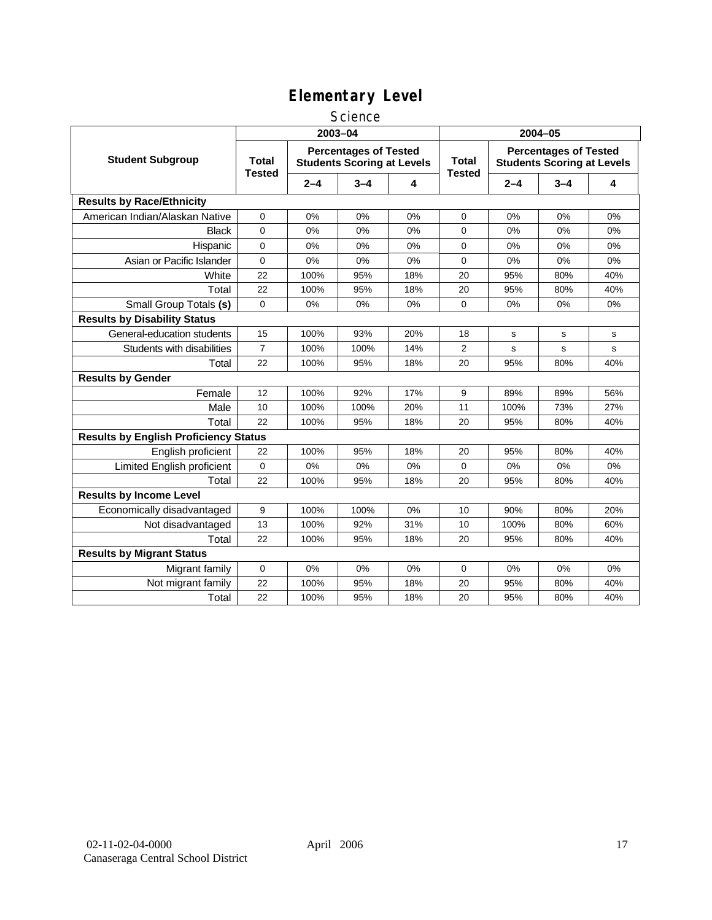# Elementary Level

## Science

| Student Subgroup | 2003–04 | | | | 2004–05 | | | |
|---|---|---|---|---|---|---|---|---|
| | Total Tested | Percentages of Tested Students Scoring at Levels | | | Total Tested | Percentages of Tested Students Scoring at Levels | | |
| | | 2–4 | 3–4 | 4 | | 2–4 | 3–4 | 4 |
| **Results by Race/Ethnicity** | | | | | | | | |
| American Indian/Alaskan Native | 0 | 0% | 0% | 0% | 0 | 0% | 0% | 0% |
| Black | 0 | 0% | 0% | 0% | 0 | 0% | 0% | 0% |
| Hispanic | 0 | 0% | 0% | 0% | 0 | 0% | 0% | 0% |
| Asian or Pacific Islander | 0 | 0% | 0% | 0% | 0 | 0% | 0% | 0% |
| White | 22 | 100% | 95% | 18% | 20 | 95% | 80% | 40% |
| Total | 22 | 100% | 95% | 18% | 20 | 95% | 80% | 40% |
| Small Group Totals **(s)** | 0 | 0% | 0% | 0% | 0 | 0% | 0% | 0% |
| **Results by Disability Status** | | | | | | | | |
| General-education students | 15 | 100% | 93% | 20% | 18 | s | s | s |
| Students with disabilities | 7 | 100% | 100% | 14% | 2 | s | s | s |
| Total | 22 | 100% | 95% | 18% | 20 | 95% | 80% | 40% |
| **Results by Gender** | | | | | | | | |
| Female | 12 | 100% | 92% | 17% | 9 | 89% | 89% | 56% |
| Male | 10 | 100% | 100% | 20% | 11 | 100% | 73% | 27% |
| Total | 22 | 100% | 95% | 18% | 20 | 95% | 80% | 40% |
| **Results by English Proficiency Status** | | | | | | | | |
| English proficient | 22 | 100% | 95% | 18% | 20 | 95% | 80% | 40% |
| Limited English proficient | 0 | 0% | 0% | 0% | 0 | 0% | 0% | 0% |
| Total | 22 | 100% | 95% | 18% | 20 | 95% | 80% | 40% |
| **Results by Income Level** | | | | | | | | |
| Economically disadvantaged | 9 | 100% | 100% | 0% | 10 | 90% | 80% | 20% |
| Not disadvantaged | 13 | 100% | 92% | 31% | 10 | 100% | 80% | 60% |
| Total | 22 | 100% | 95% | 18% | 20 | 95% | 80% | 40% |
| **Results by Migrant Status** | | | | | | | | |
| Migrant family | 0 | 0% | 0% | 0% | 0 | 0% | 0% | 0% |
| Not migrant family | 22 | 100% | 95% | 18% | 20 | 95% | 80% | 40% |
| Total | 22 | 100% | 95% | 18% | 20 | 95% | 80% | 40% |

02-11-02-04-0000 April 2006
Canaseraga Central School District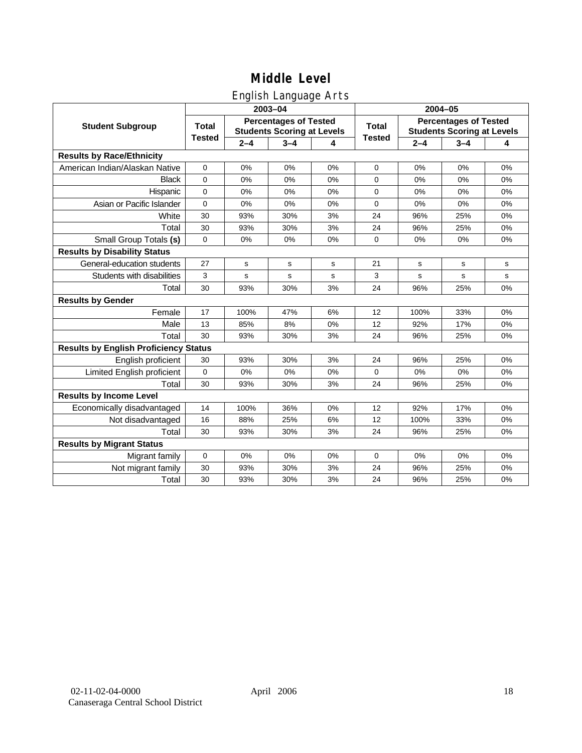# Middle Level

## English Language Arts

| Student Subgroup | 2003–04 | | | | 2004–05 | | | |
|---|---|---|---|---|---|---|---|---|
| | Total Tested | Percentages of Tested Students Scoring at Levels | | | Total Tested | Percentages of Tested Students Scoring at Levels | | |
| | | 2–4 | 3–4 | 4 | | 2–4 | 3–4 | 4 |
| **Results by Race/Ethnicity** | | | | | | | | |
| American Indian/Alaskan Native | 0 | 0% | 0% | 0% | 0 | 0% | 0% | 0% |
| Black | 0 | 0% | 0% | 0% | 0 | 0% | 0% | 0% |
| Hispanic | 0 | 0% | 0% | 0% | 0 | 0% | 0% | 0% |
| Asian or Pacific Islander | 0 | 0% | 0% | 0% | 0 | 0% | 0% | 0% |
| White | 30 | 93% | 30% | 3% | 24 | 96% | 25% | 0% |
| Total | 30 | 93% | 30% | 3% | 24 | 96% | 25% | 0% |
| Small Group Totals **(s)** | 0 | 0% | 0% | 0% | 0 | 0% | 0% | 0% |
| **Results by Disability Status** | | | | | | | | |
| General-education students | 27 | s | s | s | 21 | s | s | s |
| Students with disabilities | 3 | s | s | s | 3 | s | s | s |
| Total | 30 | 93% | 30% | 3% | 24 | 96% | 25% | 0% |
| **Results by Gender** | | | | | | | | |
| Female | 17 | 100% | 47% | 6% | 12 | 100% | 33% | 0% |
| Male | 13 | 85% | 8% | 0% | 12 | 92% | 17% | 0% |
| Total | 30 | 93% | 30% | 3% | 24 | 96% | 25% | 0% |
| **Results by English Proficiency Status** | | | | | | | | |
| English proficient | 30 | 93% | 30% | 3% | 24 | 96% | 25% | 0% |
| Limited English proficient | 0 | 0% | 0% | 0% | 0 | 0% | 0% | 0% |
| Total | 30 | 93% | 30% | 3% | 24 | 96% | 25% | 0% |
| **Results by Income Level** | | | | | | | | |
| Economically disadvantaged | 14 | 100% | 36% | 0% | 12 | 92% | 17% | 0% |
| Not disadvantaged | 16 | 88% | 25% | 6% | 12 | 100% | 33% | 0% |
| Total | 30 | 93% | 30% | 3% | 24 | 96% | 25% | 0% |
| **Results by Migrant Status** | | | | | | | | |
| Migrant family | 0 | 0% | 0% | 0% | 0 | 0% | 0% | 0% |
| Not migrant family | 30 | 93% | 30% | 3% | 24 | 96% | 25% | 0% |
| Total | 30 | 93% | 30% | 3% | 24 | 96% | 25% | 0% |

02-11-02-04-0000 April 2006
Canaseraga Central School District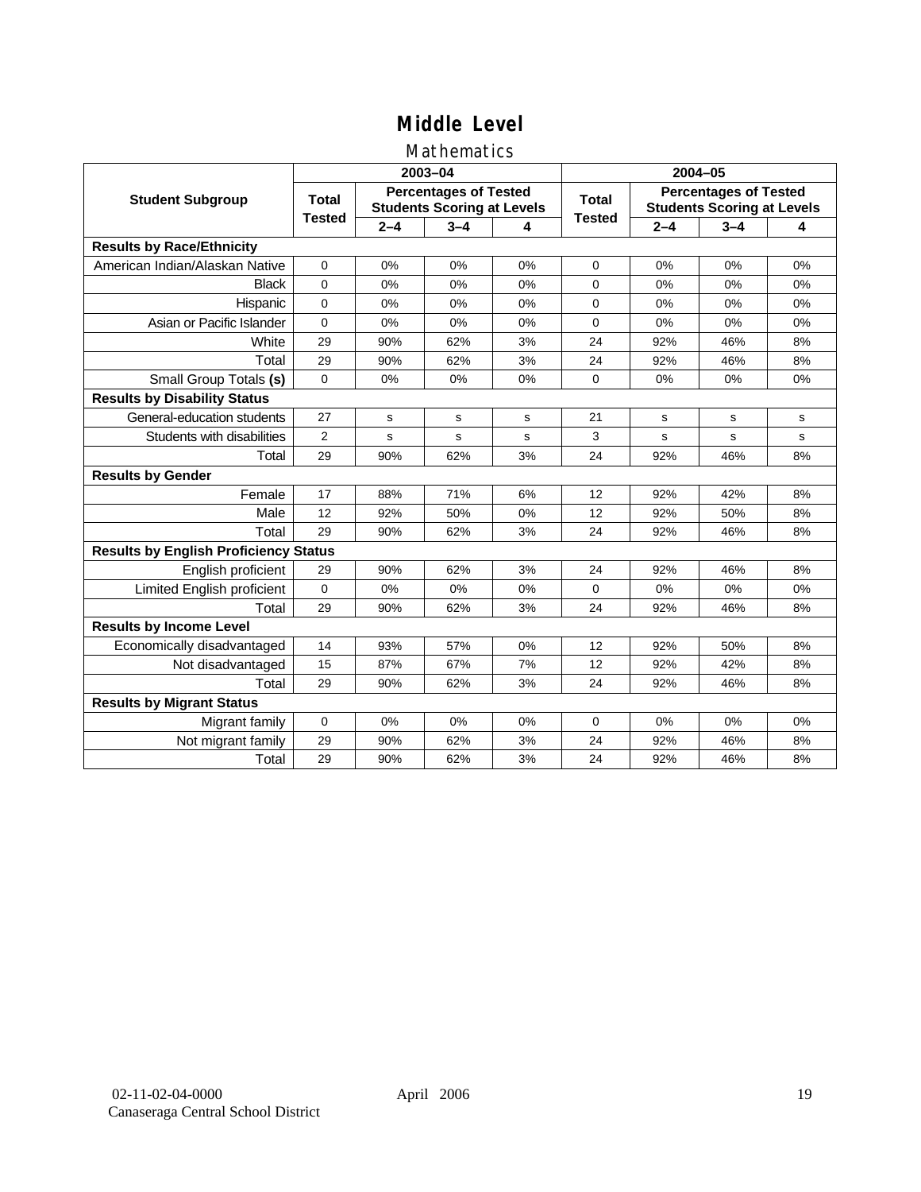# Middle Level

## Mathematics

| Student Subgroup | 2003–04 | | | | 2004–05 | | | |
|---|---|---|---|---|---|---|---|---|
| | Total Tested | Percentages of Tested Students Scoring at Levels | | | Total Tested | Percentages of Tested Students Scoring at Levels | | |
| | | 2–4 | 3–4 | 4 | | 2–4 | 3–4 | 4 |
| **Results by Race/Ethnicity** | | | | | | | | |
| American Indian/Alaskan Native | 0 | 0% | 0% | 0% | 0 | 0% | 0% | 0% |
| Black | 0 | 0% | 0% | 0% | 0 | 0% | 0% | 0% |
| Hispanic | 0 | 0% | 0% | 0% | 0 | 0% | 0% | 0% |
| Asian or Pacific Islander | 0 | 0% | 0% | 0% | 0 | 0% | 0% | 0% |
| White | 29 | 90% | 62% | 3% | 24 | 92% | 46% | 8% |
| Total | 29 | 90% | 62% | 3% | 24 | 92% | 46% | 8% |
| Small Group Totals **(s)** | 0 | 0% | 0% | 0% | 0 | 0% | 0% | 0% |
| **Results by Disability Status** | | | | | | | | |
| General-education students | 27 | s | s | s | 21 | s | s | s |
| Students with disabilities | 2 | s | s | s | 3 | s | s | s |
| Total | 29 | 90% | 62% | 3% | 24 | 92% | 46% | 8% |
| **Results by Gender** | | | | | | | | |
| Female | 17 | 88% | 71% | 6% | 12 | 92% | 42% | 8% |
| Male | 12 | 92% | 50% | 0% | 12 | 92% | 50% | 8% |
| Total | 29 | 90% | 62% | 3% | 24 | 92% | 46% | 8% |
| **Results by English Proficiency Status** | | | | | | | | |
| English proficient | 29 | 90% | 62% | 3% | 24 | 92% | 46% | 8% |
| Limited English proficient | 0 | 0% | 0% | 0% | 0 | 0% | 0% | 0% |
| Total | 29 | 90% | 62% | 3% | 24 | 92% | 46% | 8% |
| **Results by Income Level** | | | | | | | | |
| Economically disadvantaged | 14 | 93% | 57% | 0% | 12 | 92% | 50% | 8% |
| Not disadvantaged | 15 | 87% | 67% | 7% | 12 | 92% | 42% | 8% |
| Total | 29 | 90% | 62% | 3% | 24 | 92% | 46% | 8% |
| **Results by Migrant Status** | | | | | | | | |
| Migrant family | 0 | 0% | 0% | 0% | 0 | 0% | 0% | 0% |
| Not migrant family | 29 | 90% | 62% | 3% | 24 | 92% | 46% | 8% |
| Total | 29 | 90% | 62% | 3% | 24 | 92% | 46% | 8% |

02-11-02-04-0000 April 2006
Canaseraga Central School District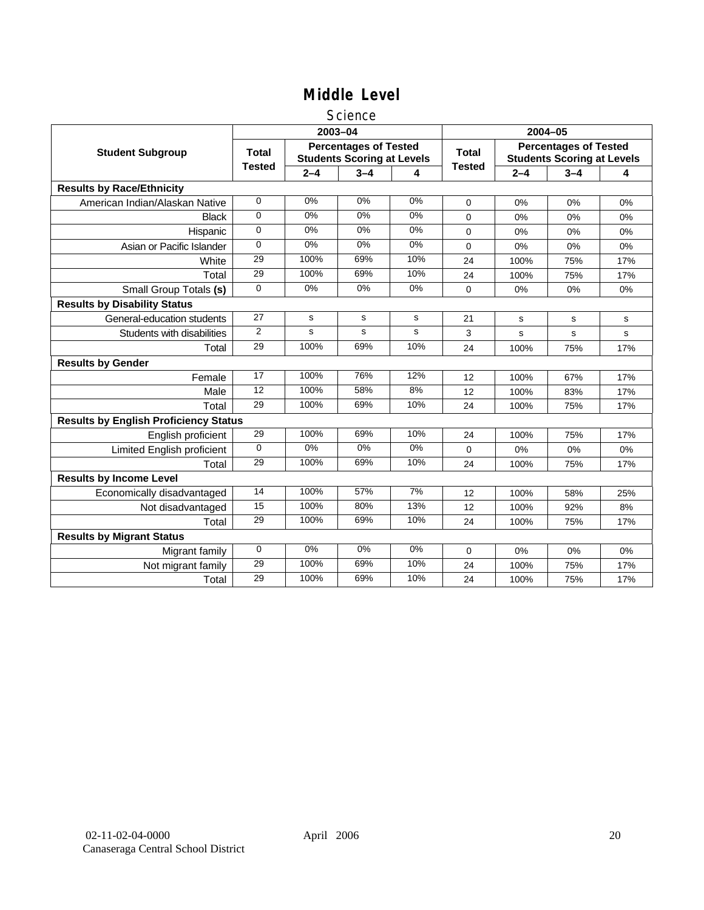# Middle Level

## Science

| Student Subgroup | 2003–04 | | | | 2004–05 | | | |
|---|---|---|---|---|---|---|---|---|
| | Total Tested | Percentages of Tested Students Scoring at Levels | | | Total Tested | Percentages of Tested Students Scoring at Levels | | |
| | | 2–4 | 3–4 | 4 | | 2–4 | 3–4 | 4 |
| **Results by Race/Ethnicity** | | | | | | | | |
| American Indian/Alaskan Native | 0 | 0% | 0% | 0% | 0 | 0% | 0% | 0% |
| Black | 0 | 0% | 0% | 0% | 0 | 0% | 0% | 0% |
| Hispanic | 0 | 0% | 0% | 0% | 0 | 0% | 0% | 0% |
| Asian or Pacific Islander | 0 | 0% | 0% | 0% | 0 | 0% | 0% | 0% |
| White | 29 | 100% | 69% | 10% | 24 | 100% | 75% | 17% |
| Total | 29 | 100% | 69% | 10% | 24 | 100% | 75% | 17% |
| Small Group Totals **(s)** | 0 | 0% | 0% | 0% | 0 | 0% | 0% | 0% |
| **Results by Disability Status** | | | | | | | | |
| General-education students | 27 | s | s | s | 21 | s | s | s |
| Students with disabilities | 2 | s | s | s | 3 | s | s | s |
| Total | 29 | 100% | 69% | 10% | 24 | 100% | 75% | 17% |
| **Results by Gender** | | | | | | | | |
| Female | 17 | 100% | 76% | 12% | 12 | 100% | 67% | 17% |
| Male | 12 | 100% | 58% | 8% | 12 | 100% | 83% | 17% |
| Total | 29 | 100% | 69% | 10% | 24 | 100% | 75% | 17% |
| **Results by English Proficiency Status** | | | | | | | | |
| English proficient | 29 | 100% | 69% | 10% | 24 | 100% | 75% | 17% |
| Limited English proficient | 0 | 0% | 0% | 0% | 0 | 0% | 0% | 0% |
| Total | 29 | 100% | 69% | 10% | 24 | 100% | 75% | 17% |
| **Results by Income Level** | | | | | | | | |
| Economically disadvantaged | 14 | 100% | 57% | 7% | 12 | 100% | 58% | 25% |
| Not disadvantaged | 15 | 100% | 80% | 13% | 12 | 100% | 92% | 8% |
| Total | 29 | 100% | 69% | 10% | 24 | 100% | 75% | 17% |
| **Results by Migrant Status** | | | | | | | | |
| Migrant family | 0 | 0% | 0% | 0% | 0 | 0% | 0% | 0% |
| Not migrant family | 29 | 100% | 69% | 10% | 24 | 100% | 75% | 17% |
| Total | 29 | 100% | 69% | 10% | 24 | 100% | 75% | 17% |

02-11-02-04-0000 April 2006
Canaseraga Central School District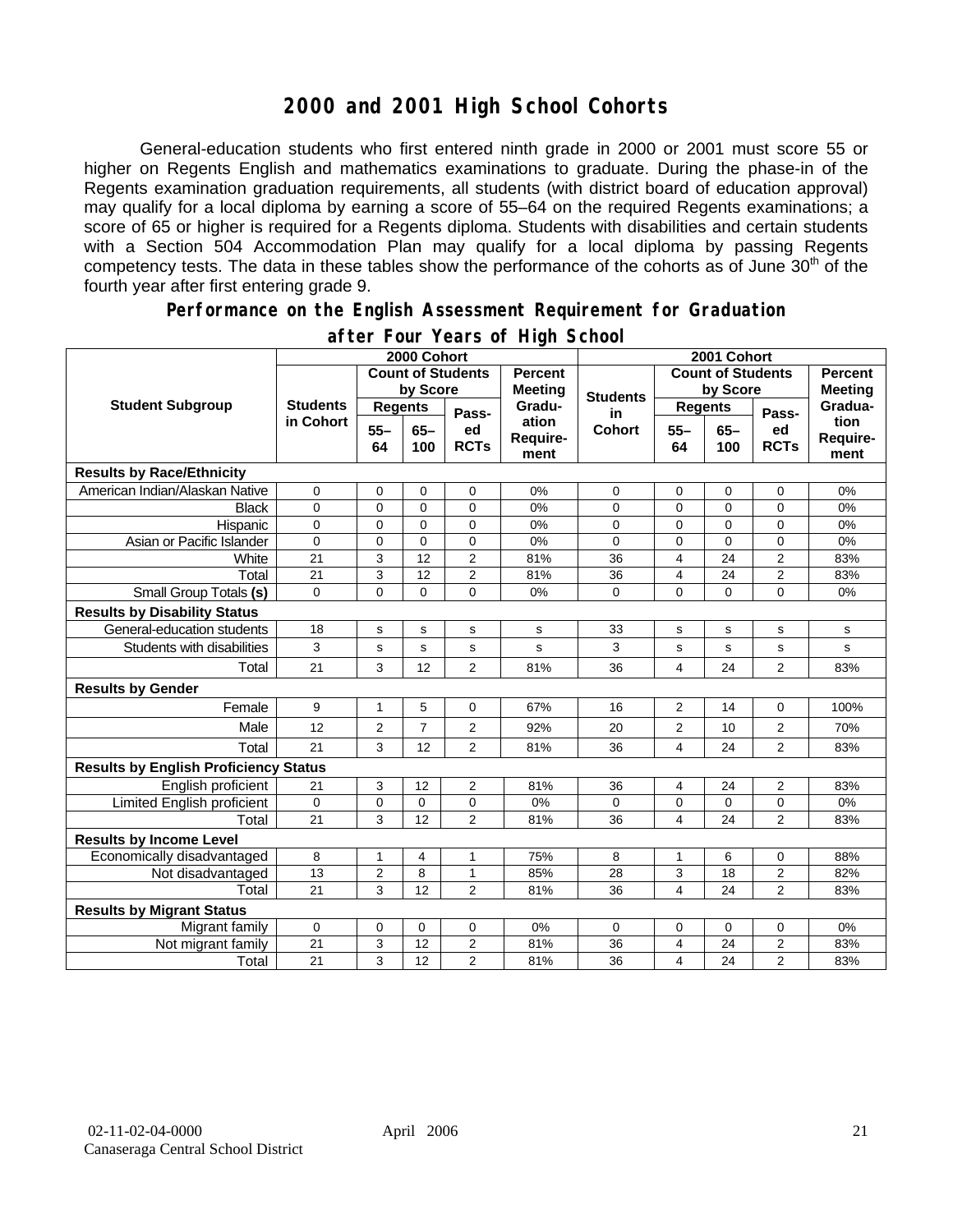# 2000 and 2001 High School Cohorts

General-education students who first entered ninth grade in 2000 or 2001 must score 55 or higher on Regents English and mathematics examinations to graduate. During the phase-in of the Regents examination graduation requirements, all students (with district board of education approval) may qualify for a local diploma by earning a score of 55–64 on the required Regents examinations; a score of 65 or higher is required for a Regents diploma. Students with disabilities and certain students with a Section 504 Accommodation Plan may qualify for a local diploma by passing Regents competency tests. The data in these tables show the performance of the cohorts as of June 30th of the fourth year after first entering grade 9.

## Performance on the English Assessment Requirement for Graduation after Four Years of High School

| Student Subgroup | 2000 Cohort | | | | | 2001 Cohort | | | | |
|---|---|---|---|---|---|---|---|---|---|---|
| | Students in Cohort | Count of Students by Score | | | Percent Meeting Graduation Requirement | Students in Cohort | Count of Students by Score | | | Percent Meeting Graduation Requirement |
| | | Regents 55–64 | Regents 65–100 | Passed RCTs | | | Regents 55–64 | Regents 65–100 | Passed RCTs | |
| **Results by Race/Ethnicity** | | | | | | | | | | |
| American Indian/Alaskan Native | 0 | 0 | 0 | 0 | 0% | 0 | 0 | 0 | 0 | 0% |
| Black | 0 | 0 | 0 | 0 | 0% | 0 | 0 | 0 | 0 | 0% |
| Hispanic | 0 | 0 | 0 | 0 | 0% | 0 | 0 | 0 | 0 | 0% |
| Asian or Pacific Islander | 0 | 0 | 0 | 0 | 0% | 0 | 0 | 0 | 0 | 0% |
| White | 21 | 3 | 12 | 2 | 81% | 36 | 4 | 24 | 2 | 83% |
| Total | 21 | 3 | 12 | 2 | 81% | 36 | 4 | 24 | 2 | 83% |
| Small Group Totals **(s)** | 0 | 0 | 0 | 0 | 0% | 0 | 0 | 0 | 0 | 0% |
| **Results by Disability Status** | | | | | | | | | | |
| General-education students | 18 | s | s | s | s | 33 | s | s | s | s |
| Students with disabilities | 3 | s | s | s | s | 3 | s | s | s | s |
| Total | 21 | 3 | 12 | 2 | 81% | 36 | 4 | 24 | 2 | 83% |
| **Results by Gender** | | | | | | | | | | |
| Female | 9 | 1 | 5 | 0 | 67% | 16 | 2 | 14 | 0 | 100% |
| Male | 12 | 2 | 7 | 2 | 92% | 20 | 2 | 10 | 2 | 70% |
| Total | 21 | 3 | 12 | 2 | 81% | 36 | 4 | 24 | 2 | 83% |
| **Results by English Proficiency Status** | | | | | | | | | | |
| English proficient | 21 | 3 | 12 | 2 | 81% | 36 | 4 | 24 | 2 | 83% |
| Limited English proficient | 0 | 0 | 0 | 0 | 0% | 0 | 0 | 0 | 0 | 0% |
| Total | 21 | 3 | 12 | 2 | 81% | 36 | 4 | 24 | 2 | 83% |
| **Results by Income Level** | | | | | | | | | | |
| Economically disadvantaged | 8 | 1 | 4 | 1 | 75% | 8 | 1 | 6 | 0 | 88% |
| Not disadvantaged | 13 | 2 | 8 | 1 | 85% | 28 | 3 | 18 | 2 | 82% |
| Total | 21 | 3 | 12 | 2 | 81% | 36 | 4 | 24 | 2 | 83% |
| **Results by Migrant Status** | | | | | | | | | | |
| Migrant family | 0 | 0 | 0 | 0 | 0% | 0 | 0 | 0 | 0 | 0% |
| Not migrant family | 21 | 3 | 12 | 2 | 81% | 36 | 4 | 24 | 2 | 83% |
| Total | 21 | 3 | 12 | 2 | 81% | 36 | 4 | 24 | 2 | 83% |

02-11-02-04-0000 April 2006
Canaseraga Central School District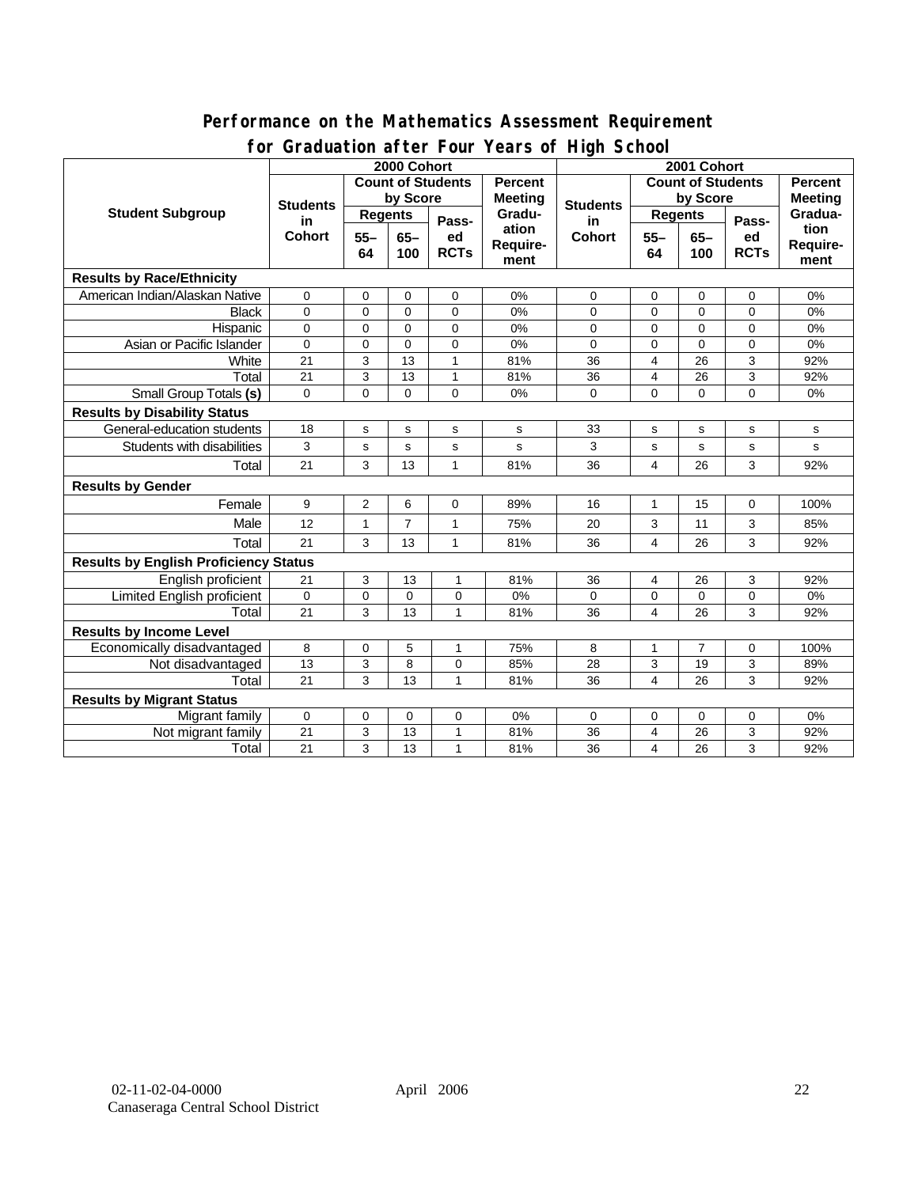## Performance on the Mathematics Assessment Requirement for Graduation after Four Years of High School

| Student Subgroup | 2000 Cohort | | | | | 2001 Cohort | | | | |
|---|---|---|---|---|---|---|---|---|---|---|
| | Students in Cohort | Count of Students by Score | | | Percent Meeting Graduation Requirement | Students in Cohort | Count of Students by Score | | | Percent Meeting Graduation Requirement |
| | | Regents | | Passed RCTs | | | Regents | | Passed RCTs | |
| | | 55–64 | 65–100 | | | | 55–64 | 65–100 | | |
| **Results by Race/Ethnicity** | | | | | | | | | | |
| American Indian/Alaskan Native | 0 | 0 | 0 | 0 | 0% | 0 | 0 | 0 | 0 | 0% |
| Black | 0 | 0 | 0 | 0 | 0% | 0 | 0 | 0 | 0 | 0% |
| Hispanic | 0 | 0 | 0 | 0 | 0% | 0 | 0 | 0 | 0 | 0% |
| Asian or Pacific Islander | 0 | 0 | 0 | 0 | 0% | 0 | 0 | 0 | 0 | 0% |
| White | 21 | 3 | 13 | 1 | 81% | 36 | 4 | 26 | 3 | 92% |
| Total | 21 | 3 | 13 | 1 | 81% | 36 | 4 | 26 | 3 | 92% |
| Small Group Totals **(s)** | 0 | 0 | 0 | 0 | 0% | 0 | 0 | 0 | 0 | 0% |
| **Results by Disability Status** | | | | | | | | | | |
| General-education students | 18 | s | s | s | s | 33 | s | s | s | s |
| Students with disabilities | 3 | s | s | s | s | 3 | s | s | s | s |
| Total | 21 | 3 | 13 | 1 | 81% | 36 | 4 | 26 | 3 | 92% |
| **Results by Gender** | | | | | | | | | | |
| Female | 9 | 2 | 6 | 0 | 89% | 16 | 1 | 15 | 0 | 100% |
| Male | 12 | 1 | 7 | 1 | 75% | 20 | 3 | 11 | 3 | 85% |
| Total | 21 | 3 | 13 | 1 | 81% | 36 | 4 | 26 | 3 | 92% |
| **Results by English Proficiency Status** | | | | | | | | | | |
| English proficient | 21 | 3 | 13 | 1 | 81% | 36 | 4 | 26 | 3 | 92% |
| Limited English proficient | 0 | 0 | 0 | 0 | 0% | 0 | 0 | 0 | 0 | 0% |
| Total | 21 | 3 | 13 | 1 | 81% | 36 | 4 | 26 | 3 | 92% |
| **Results by Income Level** | | | | | | | | | | |
| Economically disadvantaged | 8 | 0 | 5 | 1 | 75% | 8 | 1 | 7 | 0 | 100% |
| Not disadvantaged | 13 | 3 | 8 | 0 | 85% | 28 | 3 | 19 | 3 | 89% |
| Total | 21 | 3 | 13 | 1 | 81% | 36 | 4 | 26 | 3 | 92% |
| **Results by Migrant Status** | | | | | | | | | | |
| Migrant family | 0 | 0 | 0 | 0 | 0% | 0 | 0 | 0 | 0 | 0% |
| Not migrant family | 21 | 3 | 13 | 1 | 81% | 36 | 4 | 26 | 3 | 92% |
| Total | 21 | 3 | 13 | 1 | 81% | 36 | 4 | 26 | 3 | 92% |

02-11-02-04-0000 April 2006
Canaseraga Central School District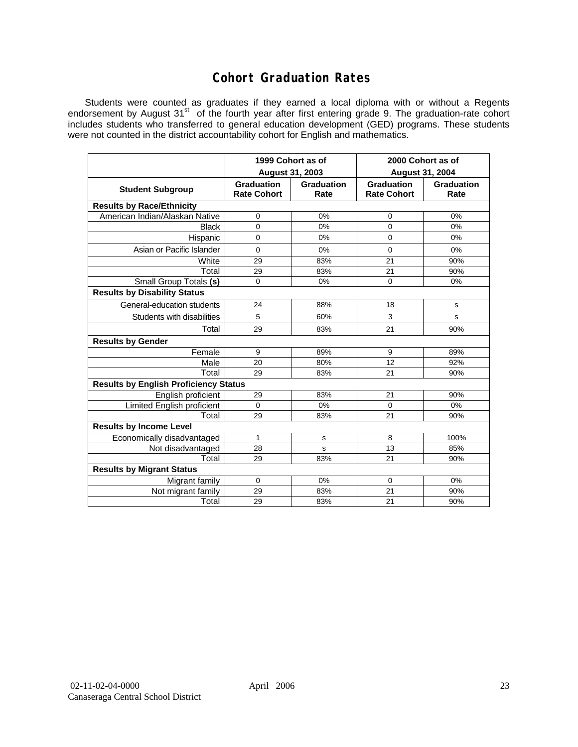# Cohort Graduation Rates

Students were counted as graduates if they earned a local diploma with or without a Regents endorsement by August 31st of the fourth year after first entering grade 9. The graduation-rate cohort includes students who transferred to general education development (GED) programs. These students were not counted in the district accountability cohort for English and mathematics.

| | 1999 Cohort as of August 31, 2003 | | 2000 Cohort as of August 31, 2004 | |
|---|---|---|---|---|
| **Student Subgroup** | **Graduation Rate Cohort** | **Graduation Rate** | **Graduation Rate Cohort** | **Graduation Rate** |
| **Results by Race/Ethnicity** | | | | |
| American Indian/Alaskan Native | 0 | 0% | 0 | 0% |
| Black | 0 | 0% | 0 | 0% |
| Hispanic | 0 | 0% | 0 | 0% |
| Asian or Pacific Islander | 0 | 0% | 0 | 0% |
| White | 29 | 83% | 21 | 90% |
| Total | 29 | 83% | 21 | 90% |
| Small Group Totals **(s)** | 0 | 0% | 0 | 0% |
| **Results by Disability Status** | | | | |
| General-education students | 24 | 88% | 18 | s |
| Students with disabilities | 5 | 60% | 3 | s |
| Total | 29 | 83% | 21 | 90% |
| **Results by Gender** | | | | |
| Female | 9 | 89% | 9 | 89% |
| Male | 20 | 80% | 12 | 92% |
| Total | 29 | 83% | 21 | 90% |
| **Results by English Proficiency Status** | | | | |
| English proficient | 29 | 83% | 21 | 90% |
| Limited English proficient | 0 | 0% | 0 | 0% |
| Total | 29 | 83% | 21 | 90% |
| **Results by Income Level** | | | | |
| Economically disadvantaged | 1 | s | 8 | 100% |
| Not disadvantaged | 28 | s | 13 | 85% |
| Total | 29 | 83% | 21 | 90% |
| **Results by Migrant Status** | | | | |
| Migrant family | 0 | 0% | 0 | 0% |
| Not migrant family | 29 | 83% | 21 | 90% |
| Total | 29 | 83% | 21 | 90% |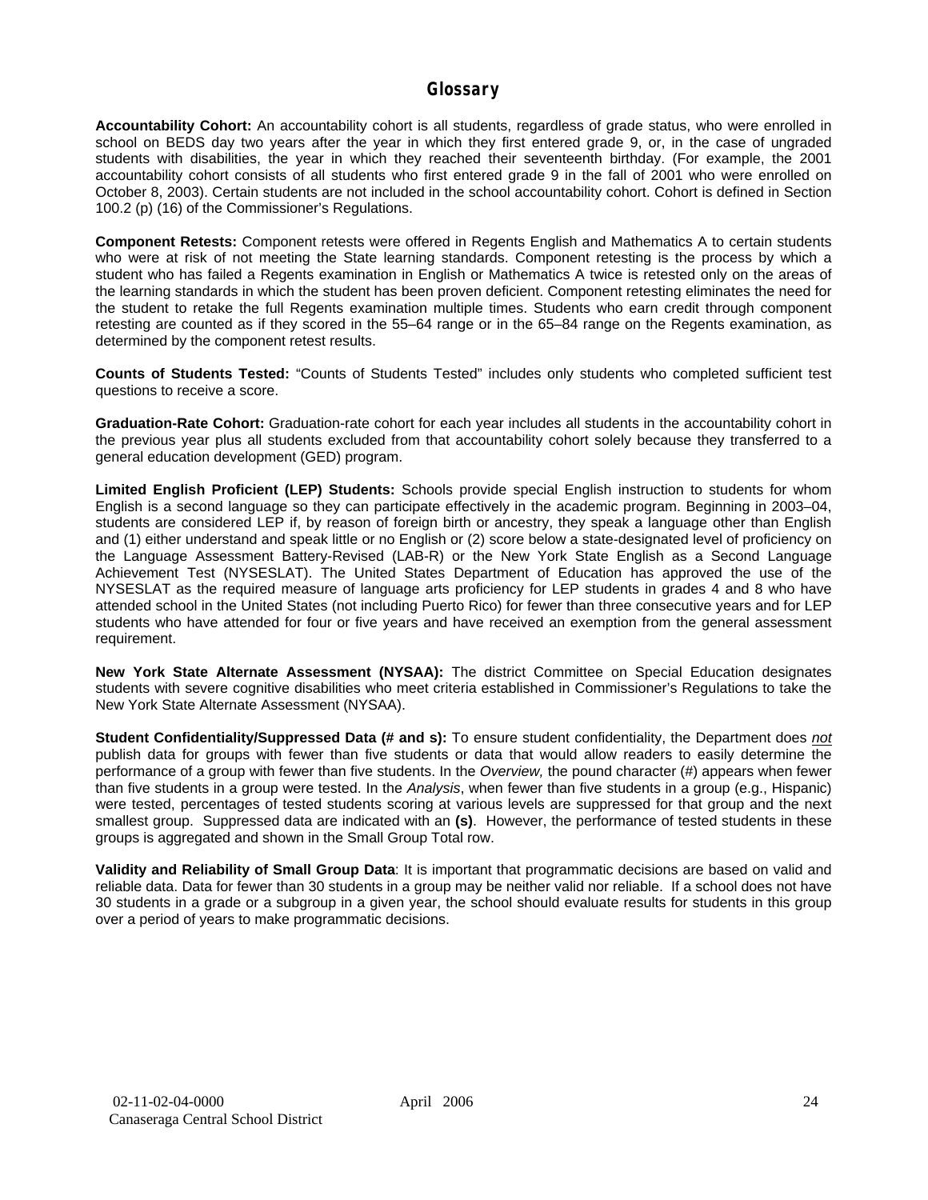# Glossary

**Accountability Cohort:** An accountability cohort is all students, regardless of grade status, who were enrolled in school on BEDS day two years after the year in which they first entered grade 9, or, in the case of ungraded students with disabilities, the year in which they reached their seventeenth birthday. (For example, the 2001 accountability cohort consists of all students who first entered grade 9 in the fall of 2001 who were enrolled on October 8, 2003). Certain students are not included in the school accountability cohort. Cohort is defined in Section 100.2 (p) (16) of the Commissioner's Regulations.

**Component Retests:** Component retests were offered in Regents English and Mathematics A to certain students who were at risk of not meeting the State learning standards. Component retesting is the process by which a student who has failed a Regents examination in English or Mathematics A twice is retested only on the areas of the learning standards in which the student has been proven deficient. Component retesting eliminates the need for the student to retake the full Regents examination multiple times. Students who earn credit through component retesting are counted as if they scored in the 55–64 range or in the 65–84 range on the Regents examination, as determined by the component retest results.

**Counts of Students Tested:** "Counts of Students Tested" includes only students who completed sufficient test questions to receive a score.

**Graduation-Rate Cohort:** Graduation-rate cohort for each year includes all students in the accountability cohort in the previous year plus all students excluded from that accountability cohort solely because they transferred to a general education development (GED) program.

**Limited English Proficient (LEP) Students:** Schools provide special English instruction to students for whom English is a second language so they can participate effectively in the academic program. Beginning in 2003–04, students are considered LEP if, by reason of foreign birth or ancestry, they speak a language other than English and (1) either understand and speak little or no English or (2) score below a state-designated level of proficiency on the Language Assessment Battery-Revised (LAB-R) or the New York State English as a Second Language Achievement Test (NYSESLAT). The United States Department of Education has approved the use of the NYSESLAT as the required measure of language arts proficiency for LEP students in grades 4 and 8 who have attended school in the United States (not including Puerto Rico) for fewer than three consecutive years and for LEP students who have attended for four or five years and have received an exemption from the general assessment requirement.

**New York State Alternate Assessment (NYSAA):** The district Committee on Special Education designates students with severe cognitive disabilities who meet criteria established in Commissioner's Regulations to take the New York State Alternate Assessment (NYSAA).

**Student Confidentiality/Suppressed Data (# and s):** To ensure student confidentiality, the Department does *not* publish data for groups with fewer than five students or data that would allow readers to easily determine the performance of a group with fewer than five students. In the *Overview,* the pound character (#) appears when fewer than five students in a group were tested. In the *Analysis*, when fewer than five students in a group (e.g., Hispanic) were tested, percentages of tested students scoring at various levels are suppressed for that group and the next smallest group. Suppressed data are indicated with an **(s)**. However, the performance of tested students in these groups is aggregated and shown in the Small Group Total row.

**Validity and Reliability of Small Group Data**: It is important that programmatic decisions are based on valid and reliable data. Data for fewer than 30 students in a group may be neither valid nor reliable. If a school does not have 30 students in a grade or a subgroup in a given year, the school should evaluate results for students in this group over a period of years to make programmatic decisions.